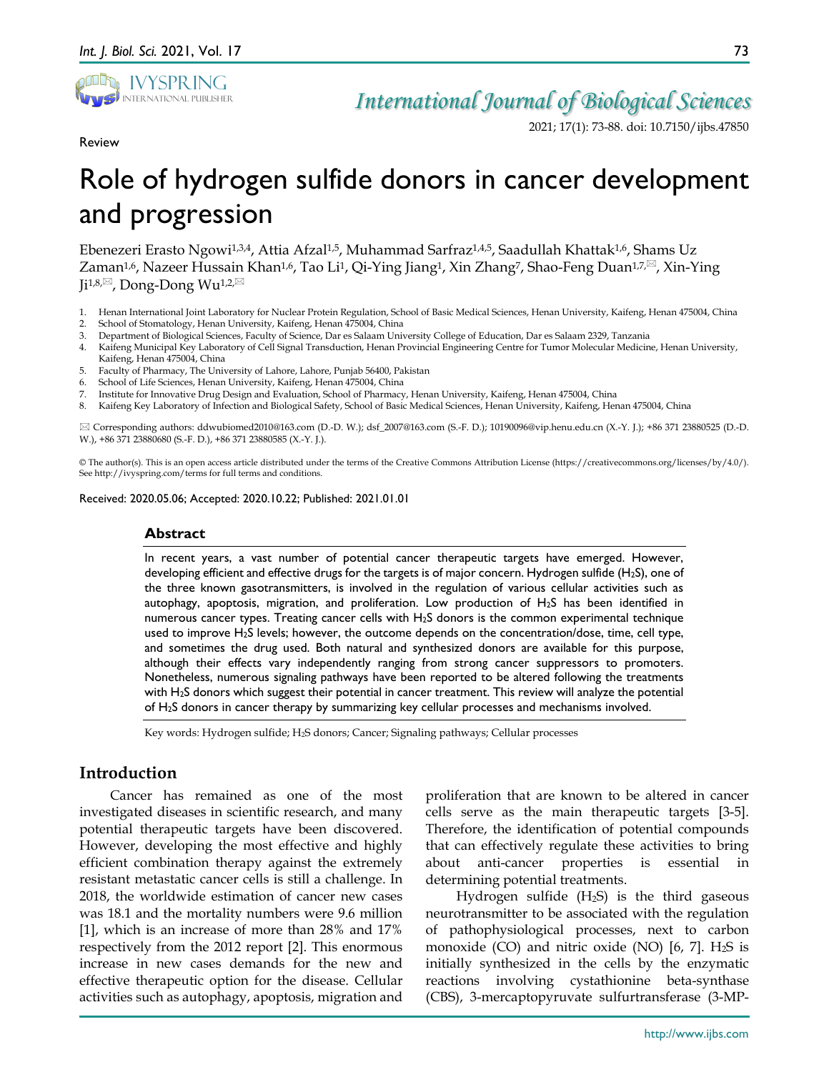Review

# Role of hydrogen sulfide donors in cancer development and progression

Ebenezeri Erasto Ngowi[1,3,4], Attia Afzal[1,5], Muhammad Sarfraz[1,4,5], Saadullah Khattak[1,6], Shams Uz Zaman[1,6], Nazeer Hussain Khan[1,6], Tao Li[1], Qi-Ying Jiang[1], Xin Zhang[7], Shao-Feng Duan[1,7,✉], Xin-Ying Ji[1,8,✉], Dong-Dong Wu[1,2,✉]

1. Henan International Joint Laboratory for Nuclear Protein Regulation, School of Basic Medical Sciences, Henan University, Kaifeng, Henan 475004, China
2. School of Stomatology, Henan University, Kaifeng, Henan 475004, China
3. Department of Biological Sciences, Faculty of Science, Dar es Salaam University College of Education, Dar es Salaam 2329, Tanzania
4. Kaifeng Municipal Key Laboratory of Cell Signal Transduction, Henan Provincial Engineering Centre for Tumor Molecular Medicine, Henan University, Kaifeng, Henan 475004, China
5. Faculty of Pharmacy, The University of Lahore, Lahore, Punjab 56400, Pakistan
6. School of Life Sciences, Henan University, Kaifeng, Henan 475004, China
7. Institute for Innovative Drug Design and Evaluation, School of Pharmacy, Henan University, Kaifeng, Henan 475004, China
8. Kaifeng Key Laboratory of Infection and Biological Safety, School of Basic Medical Sciences, Henan University, Kaifeng, Henan 475004, China

✉ Corresponding authors: ddwubiomed2010@163.com (D.-D. W.); dsf_2007@163.com (S.-F. D.); 10190096@vip.henu.edu.cn (X.-Y. J.); +86 371 23880525 (D.-D. W.), +86 371 23880680 (S.-F. D.), +86 371 23880585 (X.-Y. J.).

© The author(s). This is an open access article distributed under the terms of the Creative Commons Attribution License (https://creativecommons.org/licenses/by/4.0/). See http://ivyspring.com/terms for full terms and conditions.

Received: 2020.05.06; Accepted: 2020.10.22; Published: 2021.01.01

## Abstract

In recent years, a vast number of potential cancer therapeutic targets have emerged. However, developing efficient and effective drugs for the targets is of major concern. Hydrogen sulfide ($H_2S$), one of the three known gasotransmitters, is involved in the regulation of various cellular activities such as autophagy, apoptosis, migration, and proliferation. Low production of $H_2S$ has been identified in numerous cancer types. Treating cancer cells with $H_2S$ donors is the common experimental technique used to improve $H_2S$ levels; however, the outcome depends on the concentration/dose, time, cell type, and sometimes the drug used. Both natural and synthesized donors are available for this purpose, although their effects vary independently ranging from strong cancer suppressors to promoters. Nonetheless, numerous signaling pathways have been reported to be altered following the treatments with $H_2S$ donors which suggest their potential in cancer treatment. This review will analyze the potential of $H_2S$ donors in cancer therapy by summarizing key cellular processes and mechanisms involved.

Key words: Hydrogen sulfide; $H_2S$ donors; Cancer; Signaling pathways; Cellular processes

## Introduction

Cancer has remained as one of the most investigated diseases in scientific research, and many potential therapeutic targets have been discovered. However, developing the most effective and highly efficient combination therapy against the extremely resistant metastatic cancer cells is still a challenge. In 2018, the worldwide estimation of cancer new cases was 18.1 and the mortality numbers were 9.6 million [1], which is an increase of more than 28% and 17% respectively from the 2012 report [2]. This enormous increase in new cases demands for the new and effective therapeutic option for the disease. Cellular activities such as autophagy, apoptosis, migration and proliferation that are known to be altered in cancer cells serve as the main therapeutic targets [3-5]. Therefore, the identification of potential compounds that can effectively regulate these activities to bring about anti-cancer properties is essential in determining potential treatments.

Hydrogen sulfide ($H_2S$) is the third gaseous neurotransmitter to be associated with the regulation of pathophysiological processes, next to carbon monoxide (CO) and nitric oxide (NO) [6, 7]. $H_2S$ is initially synthesized in the cells by the enzymatic reactions involving cystathionine beta-synthase (CBS), 3-mercaptopyruvate sulfurtransferase (3-MP-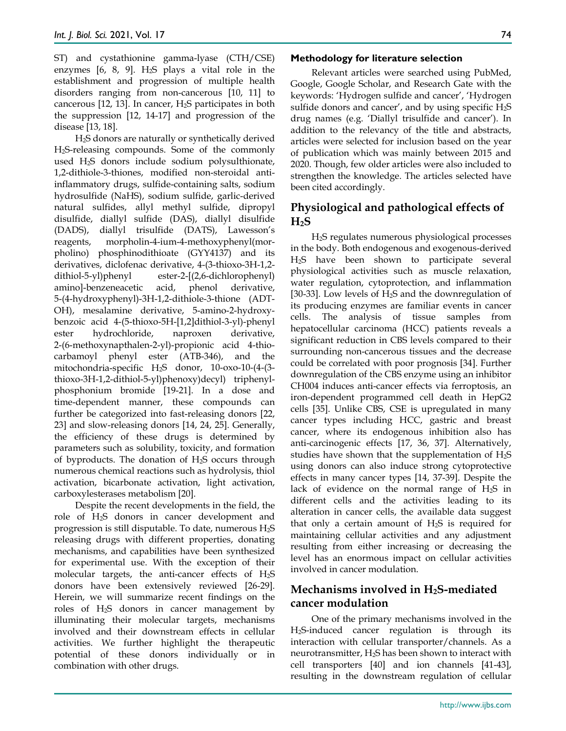ST) and cystathionine gamma-lyase (CTH/CSE) enzymes [6, 8, 9]. $H_2S$ plays a vital role in the establishment and progression of multiple health disorders ranging from non-cancerous [10, 11] to cancerous [12, 13]. In cancer, $H_2S$ participates in both the suppression [12, 14-17] and progression of the disease [13, 18].

$H_2S$ donors are naturally or synthetically derived $H_2S$-releasing compounds. Some of the commonly used $H_2S$ donors include sodium polysulthionate, 1,2-dithiole-3-thiones, modified non-steroidal anti-inflammatory drugs, sulfide-containing salts, sodium hydrosulfide (NaHS), sodium sulfide, garlic-derived natural sulfides, allyl methyl sulfide, dipropyl disulfide, diallyl sulfide (DAS), diallyl disulfide (DADS), diallyl trisulfide (DATS), Lawesson's reagents, morpholin-4-ium-4-methoxyphenyl(morpholino) phosphinodithioate (GYY4137) and its derivatives, diclofenac derivative, 4-(3-thioxo-3H-1,2-dithiol-5-yl)phenyl ester-2-[(2,6-dichlorophenyl) amino]-benzeneacetic acid, phenol derivative, 5-(4-hydroxyphenyl)-3H-1,2-dithiole-3-thione (ADT-OH), mesalamine derivative, 5-amino-2-hydroxybenzoic acid 4-(5-thioxo-5H-[1,2]dithiol-3-yl)-phenyl ester hydrochloride, naproxen derivative, 2-(6-methoxynapthalen-2-yl)-propionic acid 4-thiocarbamoyl phenyl ester (ATB-346), and the mitochondria-specific $H_2S$ donor, 10-oxo-10-(4-(3-thioxo-3H-1,2-dithiol-5-yl)phenoxy)decyl) triphenylphosphonium bromide [19-21]. In a dose and time-dependent manner, these compounds can further be categorized into fast-releasing donors [22, 23] and slow-releasing donors [14, 24, 25]. Generally, the efficiency of these drugs is determined by parameters such as solubility, toxicity, and formation of byproducts. The donation of $H_2S$ occurs through numerous chemical reactions such as hydrolysis, thiol activation, bicarbonate activation, light activation, carboxylesterases metabolism [20].

Despite the recent developments in the field, the role of $H_2S$ donors in cancer development and progression is still disputable. To date, numerous $H_2S$ releasing drugs with different properties, donating mechanisms, and capabilities have been synthesized for experimental use. With the exception of their molecular targets, the anti-cancer effects of $H_2S$ donors have been extensively reviewed [26-29]. Herein, we will summarize recent findings on the roles of $H_2S$ donors in cancer management by illuminating their molecular targets, mechanisms involved and their downstream effects in cellular activities. We further highlight the therapeutic potential of these donors individually or in combination with other drugs.

#### Methodology for literature selection

Relevant articles were searched using PubMed, Google, Google Scholar, and Research Gate with the keywords: 'Hydrogen sulfide and cancer', 'Hydrogen sulfide donors and cancer', and by using specific $H_2S$ drug names (e.g. 'Diallyl trisulfide and cancer'). In addition to the relevancy of the title and abstracts, articles were selected for inclusion based on the year of publication which was mainly between 2015 and 2020. Though, few older articles were also included to strengthen the knowledge. The articles selected have been cited accordingly.

## Physiological and pathological effects of $H_2S$

$H_2S$ regulates numerous physiological processes in the body. Both endogenous and exogenous-derived $H_2S$ have been shown to participate several physiological activities such as muscle relaxation, water regulation, cytoprotection, and inflammation [30-33]. Low levels of $H_2S$ and the downregulation of its producing enzymes are familiar events in cancer cells. The analysis of tissue samples from hepatocellular carcinoma (HCC) patients reveals a significant reduction in CBS levels compared to their surrounding non-cancerous tissues and the decrease could be correlated with poor prognosis [34]. Further downregulation of the CBS enzyme using an inhibitor CH004 induces anti-cancer effects via ferroptosis, an iron-dependent programmed cell death in HepG2 cells [35]. Unlike CBS, CSE is upregulated in many cancer types including HCC, gastric and breast cancer, where its endogenous inhibition also has anti-carcinogenic effects [17, 36, 37]. Alternatively, studies have shown that the supplementation of $H_2S$ using donors can also induce strong cytoprotective effects in many cancer types [14, 37-39]. Despite the lack of evidence on the normal range of $H_2S$ in different cells and the activities leading to its alteration in cancer cells, the available data suggest that only a certain amount of $H_2S$ is required for maintaining cellular activities and any adjustment resulting from either increasing or decreasing the level has an enormous impact on cellular activities involved in cancer modulation.

## Mechanisms involved in $H_2S$-mediated cancer modulation

One of the primary mechanisms involved in the $H_2S$-induced cancer regulation is through its interaction with cellular transporter/channels. As a neurotransmitter, $H_2S$ has been shown to interact with cell transporters [40] and ion channels [41-43], resulting in the downstream regulation of cellular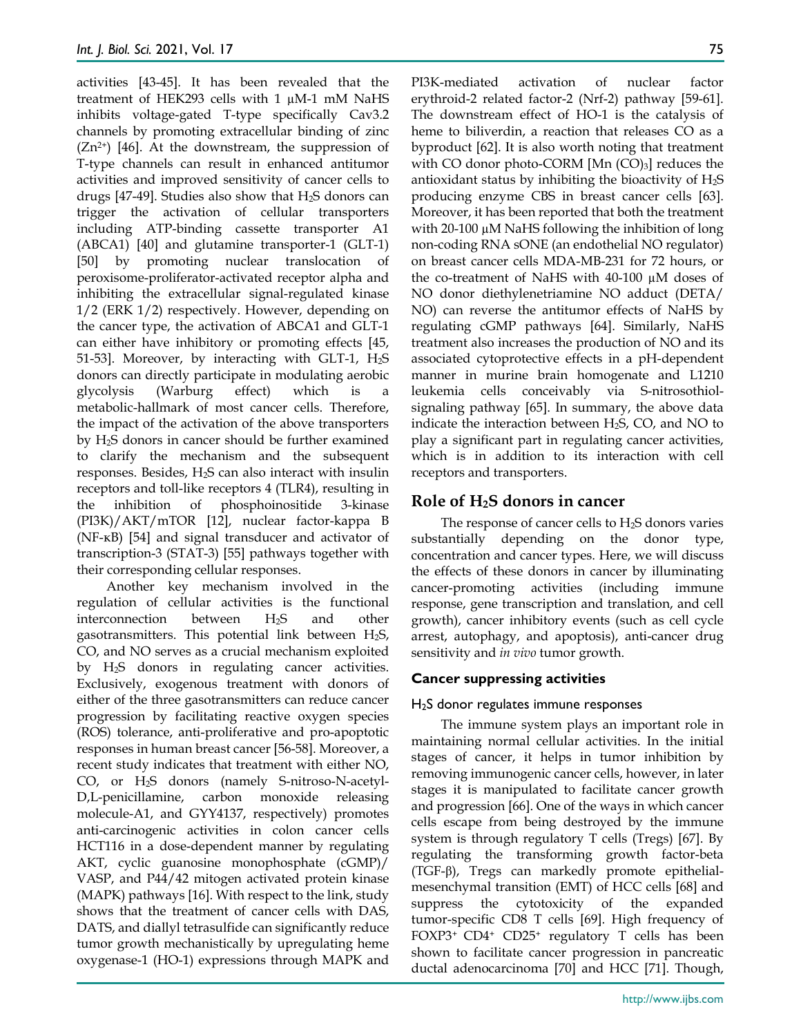activities [43-45]. It has been revealed that the treatment of HEK293 cells with 1 μM-1 mM NaHS inhibits voltage-gated T-type specifically Cav3.2 channels by promoting extracellular binding of zinc ($Zn^{2+}$) [46]. At the downstream, the suppression of T-type channels can result in enhanced antitumor activities and improved sensitivity of cancer cells to drugs [47-49]. Studies also show that $H_2S$ donors can trigger the activation of cellular transporters including ATP-binding cassette transporter A1 (ABCA1) [40] and glutamine transporter-1 (GLT-1) [50] by promoting nuclear translocation of peroxisome-proliferator-activated receptor alpha and inhibiting the extracellular signal-regulated kinase 1/2 (ERK 1/2) respectively. However, depending on the cancer type, the activation of ABCA1 and GLT-1 can either have inhibitory or promoting effects [45, 51-53]. Moreover, by interacting with GLT-1, $H_2S$ donors can directly participate in modulating aerobic glycolysis (Warburg effect) which is a metabolic-hallmark of most cancer cells. Therefore, the impact of the activation of the above transporters by $H_2S$ donors in cancer should be further examined to clarify the mechanism and the subsequent responses. Besides, $H_2S$ can also interact with insulin receptors and toll-like receptors 4 (TLR4), resulting in the inhibition of phosphoinositide 3-kinase (PI3K)/AKT/mTOR [12], nuclear factor-kappa B (NF-κB) [54] and signal transducer and activator of transcription-3 (STAT-3) [55] pathways together with their corresponding cellular responses.

Another key mechanism involved in the regulation of cellular activities is the functional interconnection between $H_2S$ and other gasotransmitters. This potential link between $H_2S$, CO, and NO serves as a crucial mechanism exploited by $H_2S$ donors in regulating cancer activities. Exclusively, exogenous treatment with donors of either of the three gasotransmitters can reduce cancer progression by facilitating reactive oxygen species (ROS) tolerance, anti-proliferative and pro-apoptotic responses in human breast cancer [56-58]. Moreover, a recent study indicates that treatment with either NO, CO, or $H_2S$ donors (namely S-nitroso-N-acetyl-D,L-penicillamine, carbon monoxide releasing molecule-A1, and GYY4137, respectively) promotes anti-carcinogenic activities in colon cancer cells HCT116 in a dose-dependent manner by regulating AKT, cyclic guanosine monophosphate (cGMP)/ VASP, and P44/42 mitogen activated protein kinase (MAPK) pathways [16]. With respect to the link, study shows that the treatment of cancer cells with DAS, DATS, and diallyl tetrasulfide can significantly reduce tumor growth mechanistically by upregulating heme oxygenase-1 (HO-1) expressions through MAPK and PI3K-mediated activation of nuclear factor erythroid-2 related factor-2 (Nrf-2) pathway [59-61]. The downstream effect of HO-1 is the catalysis of heme to biliverdin, a reaction that releases CO as a byproduct [62]. It is also worth noting that treatment with CO donor photo-CORM [Mn $(CO)_3$] reduces the antioxidant status by inhibiting the bioactivity of $H_2S$ producing enzyme CBS in breast cancer cells [63]. Moreover, it has been reported that both the treatment with 20-100 μM NaHS following the inhibition of long non-coding RNA sONE (an endothelial NO regulator) on breast cancer cells MDA-MB-231 for 72 hours, or the co-treatment of NaHS with 40-100 μM doses of NO donor diethylenetriamine NO adduct (DETA/ NO) can reverse the antitumor effects of NaHS by regulating cGMP pathways [64]. Similarly, NaHS treatment also increases the production of NO and its associated cytoprotective effects in a pH-dependent manner in murine brain homogenate and L1210 leukemia cells conceivably via S-nitrosothiol-signaling pathway [65]. In summary, the above data indicate the interaction between $H_2S$, CO, and NO to play a significant part in regulating cancer activities, which is in addition to its interaction with cell receptors and transporters.

## Role of $H_2S$ donors in cancer

The response of cancer cells to $H_2S$ donors varies substantially depending on the donor type, concentration and cancer types. Here, we will discuss the effects of these donors in cancer by illuminating cancer-promoting activities (including immune response, gene transcription and translation, and cell growth), cancer inhibitory events (such as cell cycle arrest, autophagy, and apoptosis), anti-cancer drug sensitivity and *in vivo* tumor growth.

### Cancer suppressing activities

#### $H_2S$ donor regulates immune responses

The immune system plays an important role in maintaining normal cellular activities. In the initial stages of cancer, it helps in tumor inhibition by removing immunogenic cancer cells, however, in later stages it is manipulated to facilitate cancer growth and progression [66]. One of the ways in which cancer cells escape from being destroyed by the immune system is through regulatory T cells (Tregs) [67]. By regulating the transforming growth factor-beta (TGF-β), Tregs can markedly promote epithelial-mesenchymal transition (EMT) of HCC cells [68] and suppress the cytotoxicity of the expanded tumor-specific CD8 T cells [69]. High frequency of $FOXP3^+$ $CD4^+$ $CD25^+$ regulatory T cells has been shown to facilitate cancer progression in pancreatic ductal adenocarcinoma [70] and HCC [71]. Though,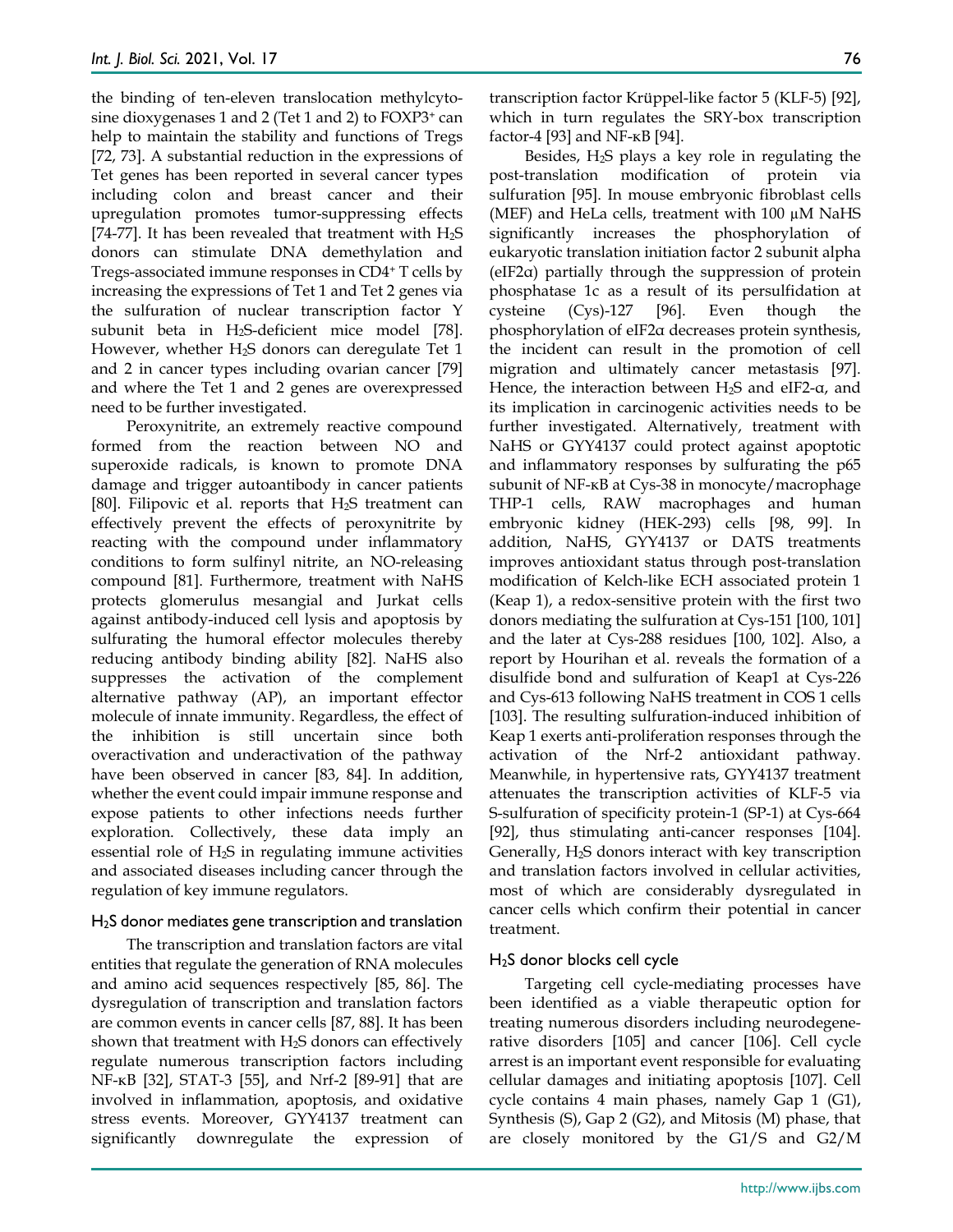the binding of ten-eleven translocation methylcytosine dioxygenases 1 and 2 (Tet 1 and 2) to $FOXP3^+$ can help to maintain the stability and functions of Tregs [72, 73]. A substantial reduction in the expressions of Tet genes has been reported in several cancer types including colon and breast cancer and their upregulation promotes tumor-suppressing effects [74-77]. It has been revealed that treatment with $H_2S$ donors can stimulate DNA demethylation and Tregs-associated immune responses in $CD4^+$ T cells by increasing the expressions of Tet 1 and Tet 2 genes via the sulfuration of nuclear transcription factor Y subunit beta in $H_2S$-deficient mice model [78]. However, whether $H_2S$ donors can deregulate Tet 1 and 2 in cancer types including ovarian cancer [79] and where the Tet 1 and 2 genes are overexpressed need to be further investigated.

Peroxynitrite, an extremely reactive compound formed from the reaction between NO and superoxide radicals, is known to promote DNA damage and trigger autoantibody in cancer patients [80]. Filipovic et al. reports that $H_2S$ treatment can effectively prevent the effects of peroxynitrite by reacting with the compound under inflammatory conditions to form sulfinyl nitrite, an NO-releasing compound [81]. Furthermore, treatment with NaHS protects glomerulus mesangial and Jurkat cells against antibody-induced cell lysis and apoptosis by sulfurating the humoral effector molecules thereby reducing antibody binding ability [82]. NaHS also suppresses the activation of the complement alternative pathway (AP), an important effector molecule of innate immunity. Regardless, the effect of the inhibition is still uncertain since both overactivation and underactivation of the pathway have been observed in cancer [83, 84]. In addition, whether the event could impair immune response and expose patients to other infections needs further exploration. Collectively, these data imply an essential role of $H_2S$ in regulating immune activities and associated diseases including cancer through the regulation of key immune regulators.

### $H_2S$ donor mediates gene transcription and translation

The transcription and translation factors are vital entities that regulate the generation of RNA molecules and amino acid sequences respectively [85, 86]. The dysregulation of transcription and translation factors are common events in cancer cells [87, 88]. It has been shown that treatment with $H_2S$ donors can effectively regulate numerous transcription factors including NF-κB [32], STAT-3 [55], and Nrf-2 [89-91] that are involved in inflammation, apoptosis, and oxidative stress events. Moreover, GYY4137 treatment can significantly downregulate the expression of transcription factor Krüppel-like factor 5 (KLF-5) [92], which in turn regulates the SRY-box transcription factor-4 [93] and NF-κB [94].

Besides, $H_2S$ plays a key role in regulating the post-translation modification of protein via sulfuration [95]. In mouse embryonic fibroblast cells (MEF) and HeLa cells, treatment with 100 μM NaHS significantly increases the phosphorylation of eukaryotic translation initiation factor 2 subunit alpha (eIF2α) partially through the suppression of protein phosphatase 1c as a result of its persulfidation at cysteine (Cys)-127 [96]. Even though the phosphorylation of eIF2α decreases protein synthesis, the incident can result in the promotion of cell migration and ultimately cancer metastasis [97]. Hence, the interaction between $H_2S$ and eIF2-α, and its implication in carcinogenic activities needs to be further investigated. Alternatively, treatment with NaHS or GYY4137 could protect against apoptotic and inflammatory responses by sulfurating the p65 subunit of NF-κB at Cys-38 in monocyte/macrophage THP-1 cells, RAW macrophages and human embryonic kidney (HEK-293) cells [98, 99]. In addition, NaHS, GYY4137 or DATS treatments improves antioxidant status through post-translation modification of Kelch-like ECH associated protein 1 (Keap 1), a redox-sensitive protein with the first two donors mediating the sulfuration at Cys-151 [100, 101] and the later at Cys-288 residues [100, 102]. Also, a report by Hourihan et al. reveals the formation of a disulfide bond and sulfuration of Keap1 at Cys-226 and Cys-613 following NaHS treatment in COS 1 cells [103]. The resulting sulfuration-induced inhibition of Keap 1 exerts anti-proliferation responses through the activation of the Nrf-2 antioxidant pathway. Meanwhile, in hypertensive rats, GYY4137 treatment attenuates the transcription activities of KLF-5 via S-sulfuration of specificity protein-1 (SP-1) at Cys-664 [92], thus stimulating anti-cancer responses [104]. Generally, $H_2S$ donors interact with key transcription and translation factors involved in cellular activities, most of which are considerably dysregulated in cancer cells which confirm their potential in cancer treatment.

### $H_2S$ donor blocks cell cycle

Targeting cell cycle-mediating processes have been identified as a viable therapeutic option for treating numerous disorders including neurodegenerative disorders [105] and cancer [106]. Cell cycle arrest is an important event responsible for evaluating cellular damages and initiating apoptosis [107]. Cell cycle contains 4 main phases, namely Gap 1 (G1), Synthesis (S), Gap 2 (G2), and Mitosis (M) phase, that are closely monitored by the G1/S and G2/M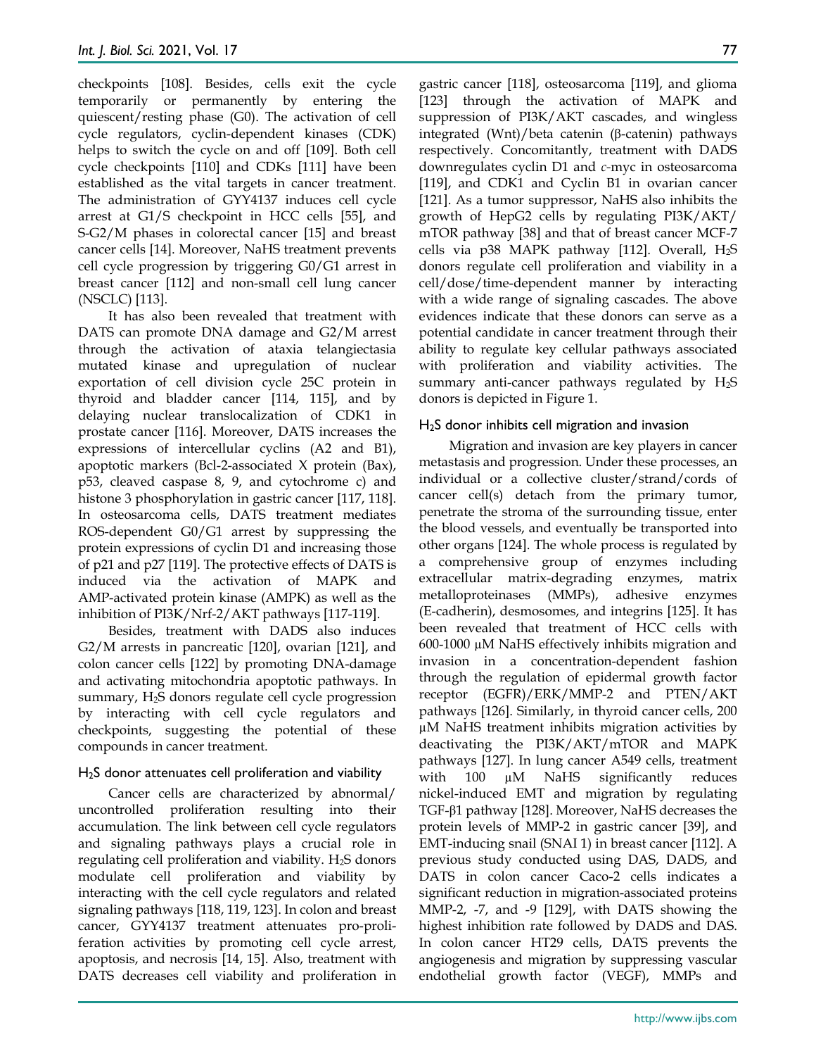checkpoints [108]. Besides, cells exit the cycle temporarily or permanently by entering the quiescent/resting phase (G0). The activation of cell cycle regulators, cyclin-dependent kinases (CDK) helps to switch the cycle on and off [109]. Both cell cycle checkpoints [110] and CDKs [111] have been established as the vital targets in cancer treatment. The administration of GYY4137 induces cell cycle arrest at G1/S checkpoint in HCC cells [55], and S-G2/M phases in colorectal cancer [15] and breast cancer cells [14]. Moreover, NaHS treatment prevents cell cycle progression by triggering G0/G1 arrest in breast cancer [112] and non-small cell lung cancer (NSCLC) [113].

It has also been revealed that treatment with DATS can promote DNA damage and G2/M arrest through the activation of ataxia telangiectasia mutated kinase and upregulation of nuclear exportation of cell division cycle 25C protein in thyroid and bladder cancer [114, 115], and by delaying nuclear translocalization of CDK1 in prostate cancer [116]. Moreover, DATS increases the expressions of intercellular cyclins (A2 and B1), apoptotic markers (Bcl-2-associated X protein (Bax), p53, cleaved caspase 8, 9, and cytochrome c) and histone 3 phosphorylation in gastric cancer [117, 118]. In osteosarcoma cells, DATS treatment mediates ROS-dependent G0/G1 arrest by suppressing the protein expressions of cyclin D1 and increasing those of p21 and p27 [119]. The protective effects of DATS is induced via the activation of MAPK and AMP-activated protein kinase (AMPK) as well as the inhibition of PI3K/Nrf-2/AKT pathways [117-119].

Besides, treatment with DADS also induces G2/M arrests in pancreatic [120], ovarian [121], and colon cancer cells [122] by promoting DNA-damage and activating mitochondria apoptotic pathways. In summary, $H_2S$ donors regulate cell cycle progression by interacting with cell cycle regulators and checkpoints, suggesting the potential of these compounds in cancer treatment.

### $H_2S$ donor attenuates cell proliferation and viability

Cancer cells are characterized by abnormal/uncontrolled proliferation resulting into their accumulation. The link between cell cycle regulators and signaling pathways plays a crucial role in regulating cell proliferation and viability. $H_2S$ donors modulate cell proliferation and viability by interacting with the cell cycle regulators and related signaling pathways [118, 119, 123]. In colon and breast cancer, GYY4137 treatment attenuates pro-proliferation activities by promoting cell cycle arrest, apoptosis, and necrosis [14, 15]. Also, treatment with DATS decreases cell viability and proliferation in gastric cancer [118], osteosarcoma [119], and glioma [123] through the activation of MAPK and suppression of PI3K/AKT cascades, and wingless integrated (Wnt)/beta catenin (β-catenin) pathways respectively. Concomitantly, treatment with DADS downregulates cyclin D1 and *c*-myc in osteosarcoma [119], and CDK1 and Cyclin B1 in ovarian cancer [121]. As a tumor suppressor, NaHS also inhibits the growth of HepG2 cells by regulating PI3K/AKT/mTOR pathway [38] and that of breast cancer MCF-7 cells via p38 MAPK pathway [112]. Overall, $H_2S$ donors regulate cell proliferation and viability in a cell/dose/time-dependent manner by interacting with a wide range of signaling cascades. The above evidences indicate that these donors can serve as a potential candidate in cancer treatment through their ability to regulate key cellular pathways associated with proliferation and viability activities. The summary anti-cancer pathways regulated by $H_2S$ donors is depicted in Figure 1.

### $H_2S$ donor inhibits cell migration and invasion

Migration and invasion are key players in cancer metastasis and progression. Under these processes, an individual or a collective cluster/strand/cords of cancer cell(s) detach from the primary tumor, penetrate the stroma of the surrounding tissue, enter the blood vessels, and eventually be transported into other organs [124]. The whole process is regulated by a comprehensive group of enzymes including extracellular matrix-degrading enzymes, matrix metalloproteinases (MMPs), adhesive enzymes (E-cadherin), desmosomes, and integrins [125]. It has been revealed that treatment of HCC cells with 600-1000 μM NaHS effectively inhibits migration and invasion in a concentration-dependent fashion through the regulation of epidermal growth factor receptor (EGFR)/ERK/MMP-2 and PTEN/AKT pathways [126]. Similarly, in thyroid cancer cells, 200 μM NaHS treatment inhibits migration activities by deactivating the PI3K/AKT/mTOR and MAPK pathways [127]. In lung cancer A549 cells, treatment with 100 μM NaHS significantly reduces nickel-induced EMT and migration by regulating TGF-β1 pathway [128]. Moreover, NaHS decreases the protein levels of MMP-2 in gastric cancer [39], and EMT-inducing snail (SNAI 1) in breast cancer [112]. A previous study conducted using DAS, DADS, and DATS in colon cancer Caco-2 cells indicates a significant reduction in migration-associated proteins MMP-2, -7, and -9 [129], with DATS showing the highest inhibition rate followed by DADS and DAS. In colon cancer HT29 cells, DATS prevents the angiogenesis and migration by suppressing vascular endothelial growth factor (VEGF), MMPs and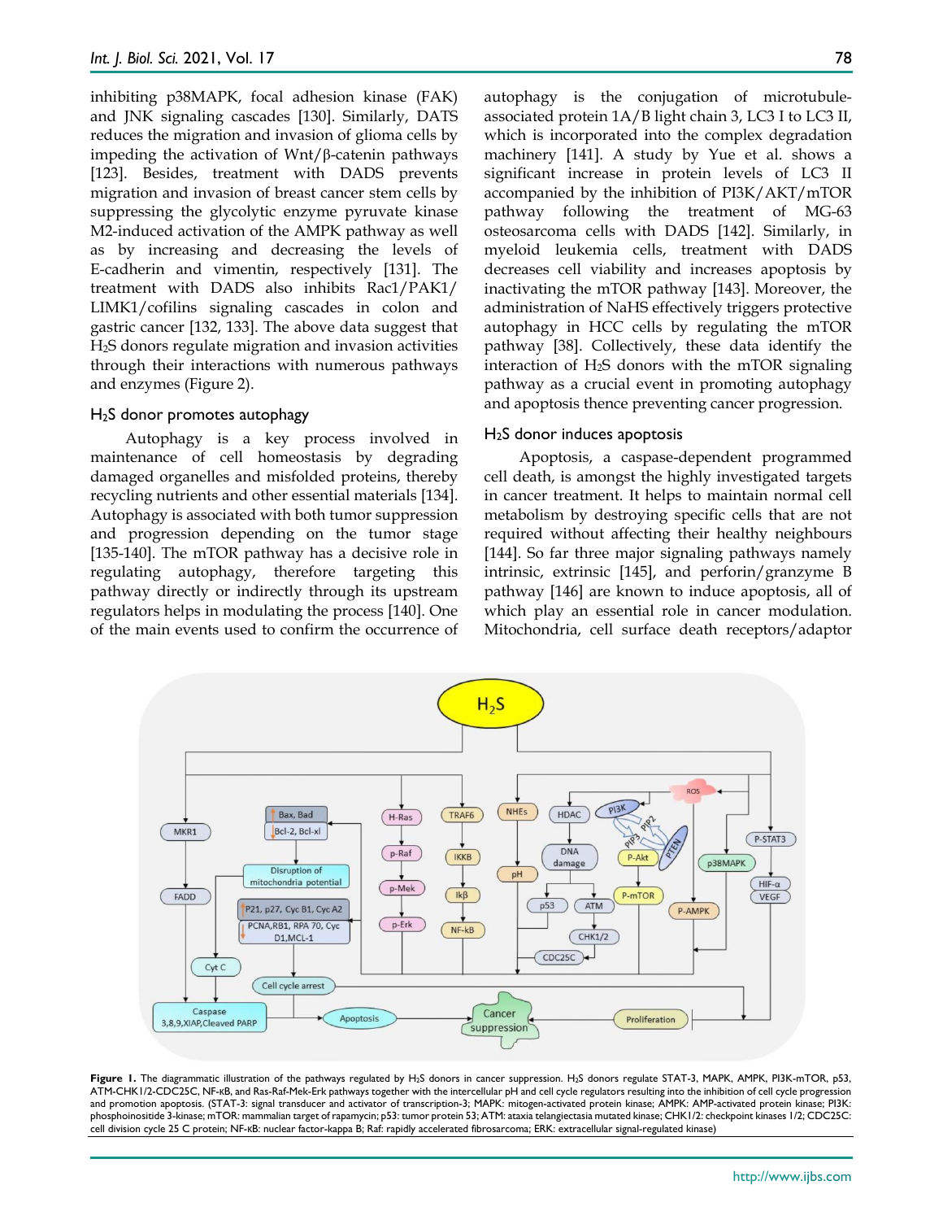inhibiting p38MAPK, focal adhesion kinase (FAK) and JNK signaling cascades [130]. Similarly, DATS reduces the migration and invasion of glioma cells by impeding the activation of Wnt/β-catenin pathways [123]. Besides, treatment with DADS prevents migration and invasion of breast cancer stem cells by suppressing the glycolytic enzyme pyruvate kinase M2-induced activation of the AMPK pathway as well as by increasing and decreasing the levels of E-cadherin and vimentin, respectively [131]. The treatment with DADS also inhibits Rac1/PAK1/LIMK1/cofilins signaling cascades in colon and gastric cancer [132, 133]. The above data suggest that $H_2S$ donors regulate migration and invasion activities through their interactions with numerous pathways and enzymes (Figure 2).

### $H_2S$ donor promotes autophagy

Autophagy is a key process involved in maintenance of cell homeostasis by degrading damaged organelles and misfolded proteins, thereby recycling nutrients and other essential materials [134]. Autophagy is associated with both tumor suppression and progression depending on the tumor stage [135-140]. The mTOR pathway has a decisive role in regulating autophagy, therefore targeting this pathway directly or indirectly through its upstream regulators helps in modulating the process [140]. One of the main events used to confirm the occurrence of autophagy is the conjugation of microtubule-associated protein 1A/B light chain 3, LC3 I to LC3 II, which is incorporated into the complex degradation machinery [141]. A study by Yue et al. shows a significant increase in protein levels of LC3 II accompanied by the inhibition of PI3K/AKT/mTOR pathway following the treatment of MG-63 osteosarcoma cells with DADS [142]. Similarly, in myeloid leukemia cells, treatment with DADS decreases cell viability and increases apoptosis by inactivating the mTOR pathway [143]. Moreover, the administration of NaHS effectively triggers protective autophagy in HCC cells by regulating the mTOR pathway [38]. Collectively, these data identify the interaction of $H_2S$ donors with the mTOR signaling pathway as a crucial event in promoting autophagy and apoptosis thence preventing cancer progression.

### $H_2S$ donor induces apoptosis

Apoptosis, a caspase-dependent programmed cell death, is amongst the highly investigated targets in cancer treatment. It helps to maintain normal cell metabolism by destroying specific cells that are not required without affecting their healthy neighbours [144]. So far three major signaling pathways namely intrinsic, extrinsic [145], and perforin/granzyme B pathway [146] are known to induce apoptosis, all of which play an essential role in cancer modulation. Mitochondria, cell surface death receptors/adaptor

**Figure 1.** The diagrammatic illustration of the pathways regulated by $H_2S$ donors in cancer suppression. $H_2S$ donors regulate STAT-3, MAPK, AMPK, PI3K-mTOR, p53, ATM-CHK1/2-CDC25C, NF-κB, and Ras-Raf-Mek-Erk pathways together with the intercellular pH and cell cycle regulators resulting into the inhibition of cell cycle progression and promotion apoptosis. (STAT-3: signal transducer and activator of transcription-3; MAPK: mitogen-activated protein kinase; AMPK: AMP-activated protein kinase; PI3K: phosphoinositide 3-kinase; mTOR: mammalian target of rapamycin; p53: tumor protein 53; ATM: ataxia telangiectasia mutated kinase; CHK1/2: checkpoint kinases 1/2; CDC25C: cell division cycle 25 C protein; NF-κB: nuclear factor-kappa B; Raf: rapidly accelerated fibrosarcoma; ERK: extracellular signal-regulated kinase)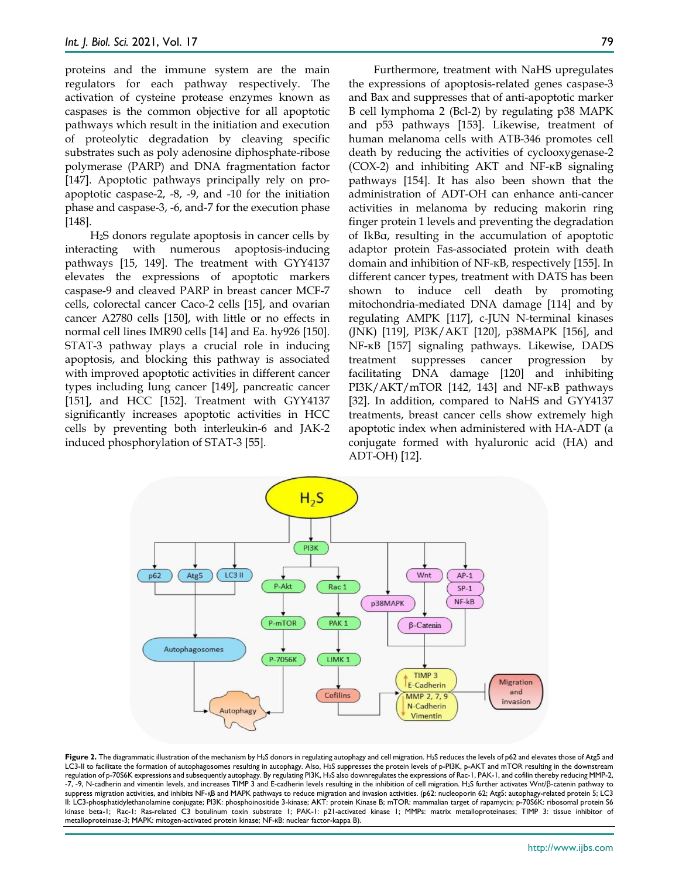proteins and the immune system are the main regulators for each pathway respectively. The activation of cysteine protease enzymes known as caspases is the common objective for all apoptotic pathways which result in the initiation and execution of proteolytic degradation by cleaving specific substrates such as poly adenosine diphosphate-ribose polymerase (PARP) and DNA fragmentation factor [147]. Apoptotic pathways principally rely on pro-apoptotic caspase-2, -8, -9, and -10 for the initiation phase and caspase-3, -6, and-7 for the execution phase [148].

$H_2S$ donors regulate apoptosis in cancer cells by interacting with numerous apoptosis-inducing pathways [15, 149]. The treatment with GYY4137 elevates the expressions of apoptotic markers caspase-9 and cleaved PARP in breast cancer MCF-7 cells, colorectal cancer Caco-2 cells [15], and ovarian cancer A2780 cells [150], with little or no effects in normal cell lines IMR90 cells [14] and Ea. hy926 [150]. STAT-3 pathway plays a crucial role in inducing apoptosis, and blocking this pathway is associated with improved apoptotic activities in different cancer types including lung cancer [149], pancreatic cancer [151], and HCC [152]. Treatment with GYY4137 significantly increases apoptotic activities in HCC cells by preventing both interleukin-6 and JAK-2 induced phosphorylation of STAT-3 [55].

Furthermore, treatment with NaHS upregulates the expressions of apoptosis-related genes caspase-3 and Bax and suppresses that of anti-apoptotic marker B cell lymphoma 2 (Bcl-2) by regulating p38 MAPK and p53 pathways [153]. Likewise, treatment of human melanoma cells with ATB-346 promotes cell death by reducing the activities of cyclooxygenase-2 (COX-2) and inhibiting AKT and NF-κB signaling pathways [154]. It has also been shown that the administration of ADT-OH can enhance anti-cancer activities in melanoma by reducing makorin ring finger protein 1 levels and preventing the degradation of IkBα, resulting in the accumulation of apoptotic adaptor protein Fas-associated protein with death domain and inhibition of NF-κB, respectively [155]. In different cancer types, treatment with DATS has been shown to induce cell death by promoting mitochondria-mediated DNA damage [114] and by regulating AMPK [117], c-JUN N-terminal kinases (JNK) [119], PI3K/AKT [120], p38MAPK [156], and NF-κB [157] signaling pathways. Likewise, DADS treatment suppresses cancer progression by facilitating DNA damage [120] and inhibiting PI3K/AKT/mTOR [142, 143] and NF-κB pathways [32]. In addition, compared to NaHS and GYY4137 treatments, breast cancer cells show extremely high apoptotic index when administered with HA-ADT (a conjugate formed with hyaluronic acid (HA) and ADT-OH) [12].

**Figure 2.** The diagrammatic illustration of the mechanism by $H_2S$ donors in regulating autophagy and cell migration. $H_2S$ reduces the levels of p62 and elevates those of Atg5 and LC3-II to facilitate the formation of autophagosomes resulting in autophagy. Also, $H_2S$ suppresses the protein levels of p-PI3K, p-AKT and mTOR resulting in the downstream regulation of p-70S6K expressions and subsequently autophagy. By regulating PI3K, $H_2S$ also downregulates the expressions of Rac-1, PAK-1, and cofilin thereby reducing MMP-2, -7, -9, N-cadherin and vimentin levels, and increases TIMP 3 and E-cadherin levels resulting in the inhibition of cell migration. $H_2S$ further activates Wnt/β-catenin pathway to suppress migration activities, and inhibits NF-κB and MAPK pathways to reduce migration and invasion activities. (p62: nucleoporin 62; Atg5: autophagy-related protein 5; LC3 II: LC3-phosphatidylethanolamine conjugate; PI3K: phosphoinositide 3-kinase; AKT: protein Kinase B; mTOR: mammalian target of rapamycin; p-70S6K: ribosomal protein S6 kinase beta-1; Rac-1: Ras-related C3 botulinum toxin substrate 1; PAK-1: p21-activated kinase 1; MMPs: matrix metalloproteinases; TIMP 3: tissue inhibitor of metalloproteinase-3; MAPK: mitogen-activated protein kinase; NF-κB: nuclear factor-kappa B).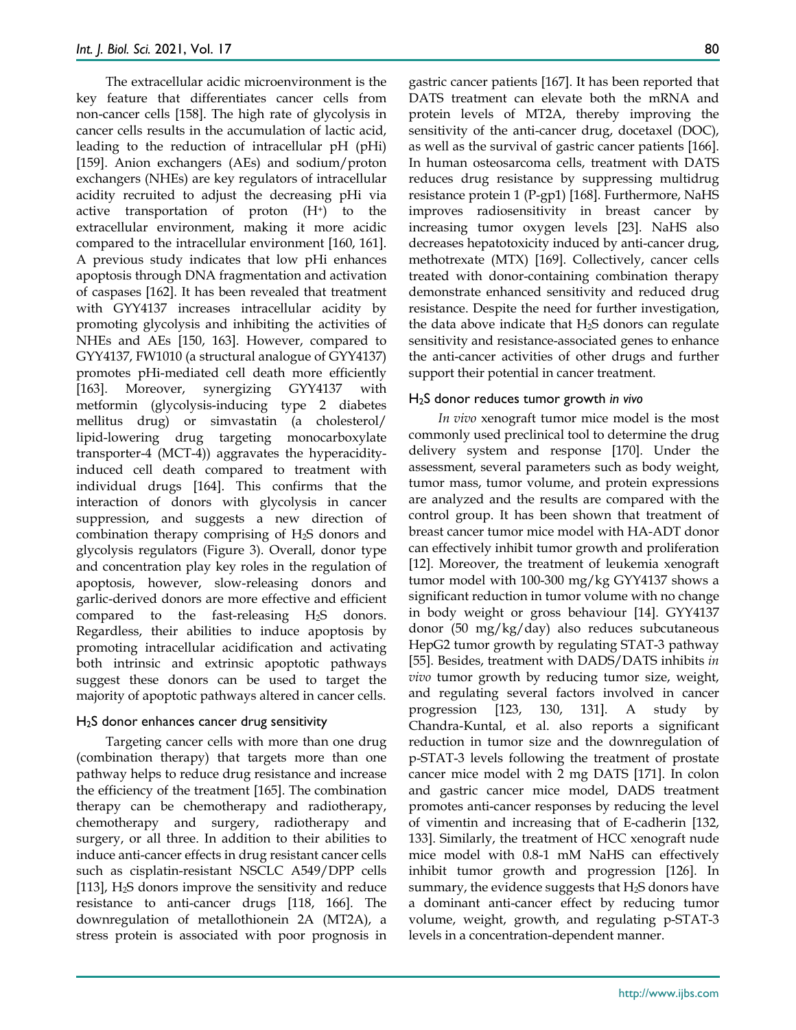The extracellular acidic microenvironment is the key feature that differentiates cancer cells from non-cancer cells [158]. The high rate of glycolysis in cancer cells results in the accumulation of lactic acid, leading to the reduction of intracellular pH (pHi) [159]. Anion exchangers (AEs) and sodium/proton exchangers (NHEs) are key regulators of intracellular acidity recruited to adjust the decreasing pHi via active transportation of proton ($H^+$) to the extracellular environment, making it more acidic compared to the intracellular environment [160, 161]. A previous study indicates that low pHi enhances apoptosis through DNA fragmentation and activation of caspases [162]. It has been revealed that treatment with GYY4137 increases intracellular acidity by promoting glycolysis and inhibiting the activities of NHEs and AEs [150, 163]. However, compared to GYY4137, FW1010 (a structural analogue of GYY4137) promotes pHi-mediated cell death more efficiently [163]. Moreover, synergizing GYY4137 with metformin (glycolysis-inducing type 2 diabetes mellitus drug) or simvastatin (a cholesterol/ lipid-lowering drug targeting monocarboxylate transporter-4 (MCT-4)) aggravates the hyperacidity-induced cell death compared to treatment with individual drugs [164]. This confirms that the interaction of donors with glycolysis in cancer suppression, and suggests a new direction of combination therapy comprising of $H_2S$ donors and glycolysis regulators (Figure 3). Overall, donor type and concentration play key roles in the regulation of apoptosis, however, slow-releasing donors and garlic-derived donors are more effective and efficient compared to the fast-releasing $H_2S$ donors. Regardless, their abilities to induce apoptosis by promoting intracellular acidification and activating both intrinsic and extrinsic apoptotic pathways suggest these donors can be used to target the majority of apoptotic pathways altered in cancer cells.

### $H_2S$ donor enhances cancer drug sensitivity

Targeting cancer cells with more than one drug (combination therapy) that targets more than one pathway helps to reduce drug resistance and increase the efficiency of the treatment [165]. The combination therapy can be chemotherapy and radiotherapy, chemotherapy and surgery, radiotherapy and surgery, or all three. In addition to their abilities to induce anti-cancer effects in drug resistant cancer cells such as cisplatin-resistant NSCLC A549/DPP cells [113], $H_2S$ donors improve the sensitivity and reduce resistance to anti-cancer drugs [118, 166]. The downregulation of metallothionein 2A (MT2A), a stress protein is associated with poor prognosis in gastric cancer patients [167]. It has been reported that DATS treatment can elevate both the mRNA and protein levels of MT2A, thereby improving the sensitivity of the anti-cancer drug, docetaxel (DOC), as well as the survival of gastric cancer patients [166]. In human osteosarcoma cells, treatment with DATS reduces drug resistance by suppressing multidrug resistance protein 1 (P-gp1) [168]. Furthermore, NaHS improves radiosensitivity in breast cancer by increasing tumor oxygen levels [23]. NaHS also decreases hepatotoxicity induced by anti-cancer drug, methotrexate (MTX) [169]. Collectively, cancer cells treated with donor-containing combination therapy demonstrate enhanced sensitivity and reduced drug resistance. Despite the need for further investigation, the data above indicate that $H_2S$ donors can regulate sensitivity and resistance-associated genes to enhance the anti-cancer activities of other drugs and further support their potential in cancer treatment.

### $H_2S$ donor reduces tumor growth *in vivo*

*In vivo* xenograft tumor mice model is the most commonly used preclinical tool to determine the drug delivery system and response [170]. Under the assessment, several parameters such as body weight, tumor mass, tumor volume, and protein expressions are analyzed and the results are compared with the control group. It has been shown that treatment of breast cancer tumor mice model with HA-ADT donor can effectively inhibit tumor growth and proliferation [12]. Moreover, the treatment of leukemia xenograft tumor model with 100-300 mg/kg GYY4137 shows a significant reduction in tumor volume with no change in body weight or gross behaviour [14]. GYY4137 donor (50 mg/kg/day) also reduces subcutaneous HepG2 tumor growth by regulating STAT-3 pathway [55]. Besides, treatment with DADS/DATS inhibits *in vivo* tumor growth by reducing tumor size, weight, and regulating several factors involved in cancer progression [123, 130, 131]. A study by Chandra-Kuntal, et al. also reports a significant reduction in tumor size and the downregulation of p-STAT-3 levels following the treatment of prostate cancer mice model with 2 mg DATS [171]. In colon and gastric cancer mice model, DADS treatment promotes anti-cancer responses by reducing the level of vimentin and increasing that of E-cadherin [132, 133]. Similarly, the treatment of HCC xenograft nude mice model with 0.8-1 mM NaHS can effectively inhibit tumor growth and progression [126]. In summary, the evidence suggests that $H_2S$ donors have a dominant anti-cancer effect by reducing tumor volume, weight, growth, and regulating p-STAT-3 levels in a concentration-dependent manner.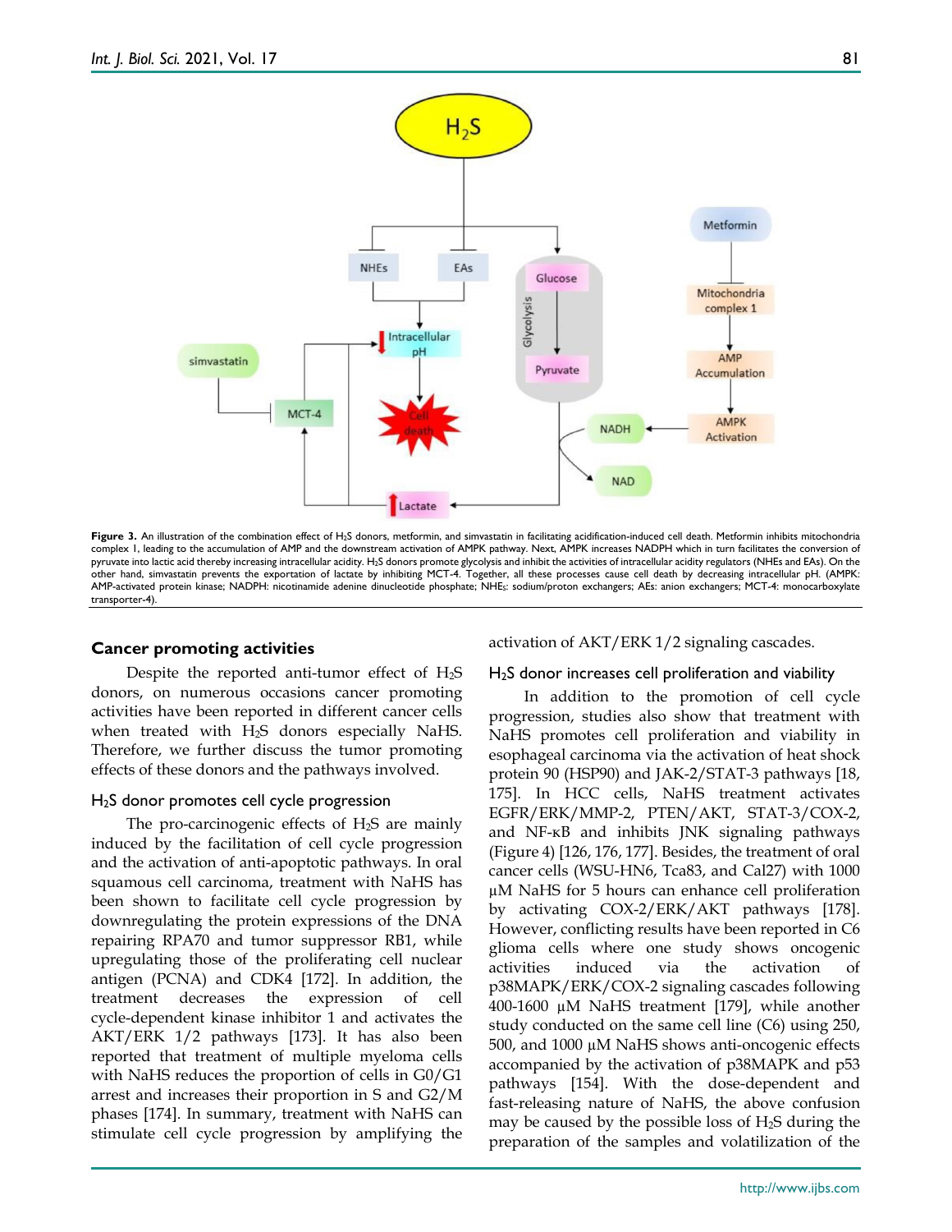**Figure 3.** An illustration of the combination effect of $H_2S$ donors, metformin, and simvastatin in facilitating acidification-induced cell death. Metformin inhibits mitochondria complex I, leading to the accumulation of AMP and the downstream activation of AMPK pathway. Next, AMPK increases NADPH which in turn facilitates the conversion of pyruvate into lactic acid thereby increasing intracellular acidity. $H_2S$ donors promote glycolysis and inhibit the activities of intracellular acidity regulators (NHEs and EAs). On the other hand, simvastatin prevents the exportation of lactate by inhibiting MCT-4. Together, all these processes cause cell death by decreasing intracellular pH. (AMPK: AMP-activated protein kinase; NADPH: nicotinamide adenine dinucleotide phosphate; NHEs: sodium/proton exchangers; AEs: anion exchangers; MCT-4: monocarboxylate transporter-4).

## Cancer promoting activities

Despite the reported anti-tumor effect of $H_2S$ donors, on numerous occasions cancer promoting activities have been reported in different cancer cells when treated with $H_2S$ donors especially NaHS. Therefore, we further discuss the tumor promoting effects of these donors and the pathways involved.

### $H_2S$ donor promotes cell cycle progression

The pro-carcinogenic effects of $H_2S$ are mainly induced by the facilitation of cell cycle progression and the activation of anti-apoptotic pathways. In oral squamous cell carcinoma, treatment with NaHS has been shown to facilitate cell cycle progression by downregulating the protein expressions of the DNA repairing RPA70 and tumor suppressor RB1, while upregulating those of the proliferating cell nuclear antigen (PCNA) and CDK4 [172]. In addition, the treatment decreases the expression of cell cycle-dependent kinase inhibitor 1 and activates the AKT/ERK 1/2 pathways [173]. It has also been reported that treatment of multiple myeloma cells with NaHS reduces the proportion of cells in G0/G1 arrest and increases their proportion in S and G2/M phases [174]. In summary, treatment with NaHS can stimulate cell cycle progression by amplifying the activation of AKT/ERK 1/2 signaling cascades.

### $H_2S$ donor increases cell proliferation and viability

In addition to the promotion of cell cycle progression, studies also show that treatment with NaHS promotes cell proliferation and viability in esophageal carcinoma via the activation of heat shock protein 90 (HSP90) and JAK-2/STAT-3 pathways [18, 175]. In HCC cells, NaHS treatment activates EGFR/ERK/MMP-2, PTEN/AKT, STAT-3/COX-2, and NF-κB and inhibits JNK signaling pathways (Figure 4) [126, 176, 177]. Besides, the treatment of oral cancer cells (WSU-HN6, Tca83, and Cal27) with 1000 μM NaHS for 5 hours can enhance cell proliferation by activating COX-2/ERK/AKT pathways [178]. However, conflicting results have been reported in C6 glioma cells where one study shows oncogenic activities induced via the activation of p38MAPK/ERK/COX-2 signaling cascades following 400-1600 μM NaHS treatment [179], while another study conducted on the same cell line (C6) using 250, 500, and 1000 μM NaHS shows anti-oncogenic effects accompanied by the activation of p38MAPK and p53 pathways [154]. With the dose-dependent and fast-releasing nature of NaHS, the above confusion may be caused by the possible loss of $H_2S$ during the preparation of the samples and volatilization of the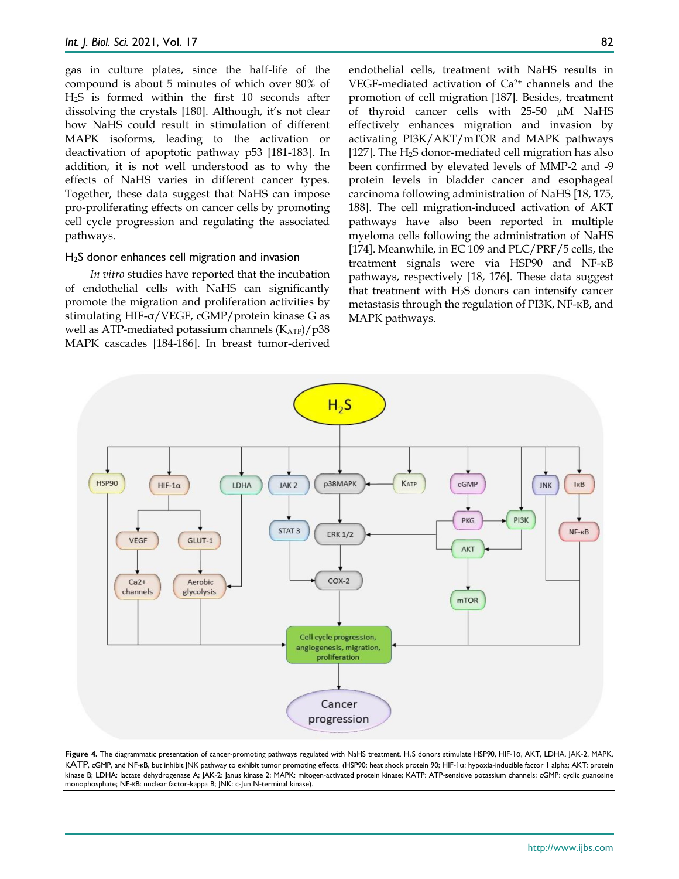gas in culture plates, since the half-life of the compound is about 5 minutes of which over 80% of $H_2S$ is formed within the first 10 seconds after dissolving the crystals [180]. Although, it's not clear how NaHS could result in stimulation of different MAPK isoforms, leading to the activation or deactivation of apoptotic pathway p53 [181-183]. In addition, it is not well understood as to why the effects of NaHS varies in different cancer types. Together, these data suggest that NaHS can impose pro-proliferating effects on cancer cells by promoting cell cycle progression and regulating the associated pathways.

### $H_2S$ donor enhances cell migration and invasion

*In vitro* studies have reported that the incubation of endothelial cells with NaHS can significantly promote the migration and proliferation activities by stimulating HIF-α/VEGF, cGMP/protein kinase G as well as ATP-mediated potassium channels ($K_{ATP}$)/p38 MAPK cascades [184-186]. In breast tumor-derived endothelial cells, treatment with NaHS results in VEGF-mediated activation of $Ca^{2+}$ channels and the promotion of cell migration [187]. Besides, treatment of thyroid cancer cells with 25-50 μM NaHS effectively enhances migration and invasion by activating PI3K/AKT/mTOR and MAPK pathways [127]. The $H_2S$ donor-mediated cell migration has also been confirmed by elevated levels of MMP-2 and -9 protein levels in bladder cancer and esophageal carcinoma following administration of NaHS [18, 175, 188]. The cell migration-induced activation of AKT pathways have also been reported in multiple myeloma cells following the administration of NaHS [174]. Meanwhile, in EC 109 and PLC/PRF/5 cells, the treatment signals were via HSP90 and NF-κB pathways, respectively [18, 176]. These data suggest that treatment with $H_2S$ donors can intensify cancer metastasis through the regulation of PI3K, NF-κB, and MAPK pathways.

**Figure 4.** The diagrammatic presentation of cancer-promoting pathways regulated with NaHS treatment. $H_2S$ donors stimulate HSP90, HIF-1α, AKT, LDHA, JAK-2, MAPK, KATP, cGMP, and NF-κB, but inhibit JNK pathway to exhibit tumor promoting effects. (HSP90: heat shock protein 90; HIF-1α: hypoxia-inducible factor 1 alpha; AKT: protein kinase B; LDHA: lactate dehydrogenase A; JAK-2: Janus kinase 2; MAPK: mitogen-activated protein kinase; KATP: ATP-sensitive potassium channels; cGMP: cyclic guanosine monophosphate; NF-κB: nuclear factor-kappa B; JNK: c-Jun N-terminal kinase).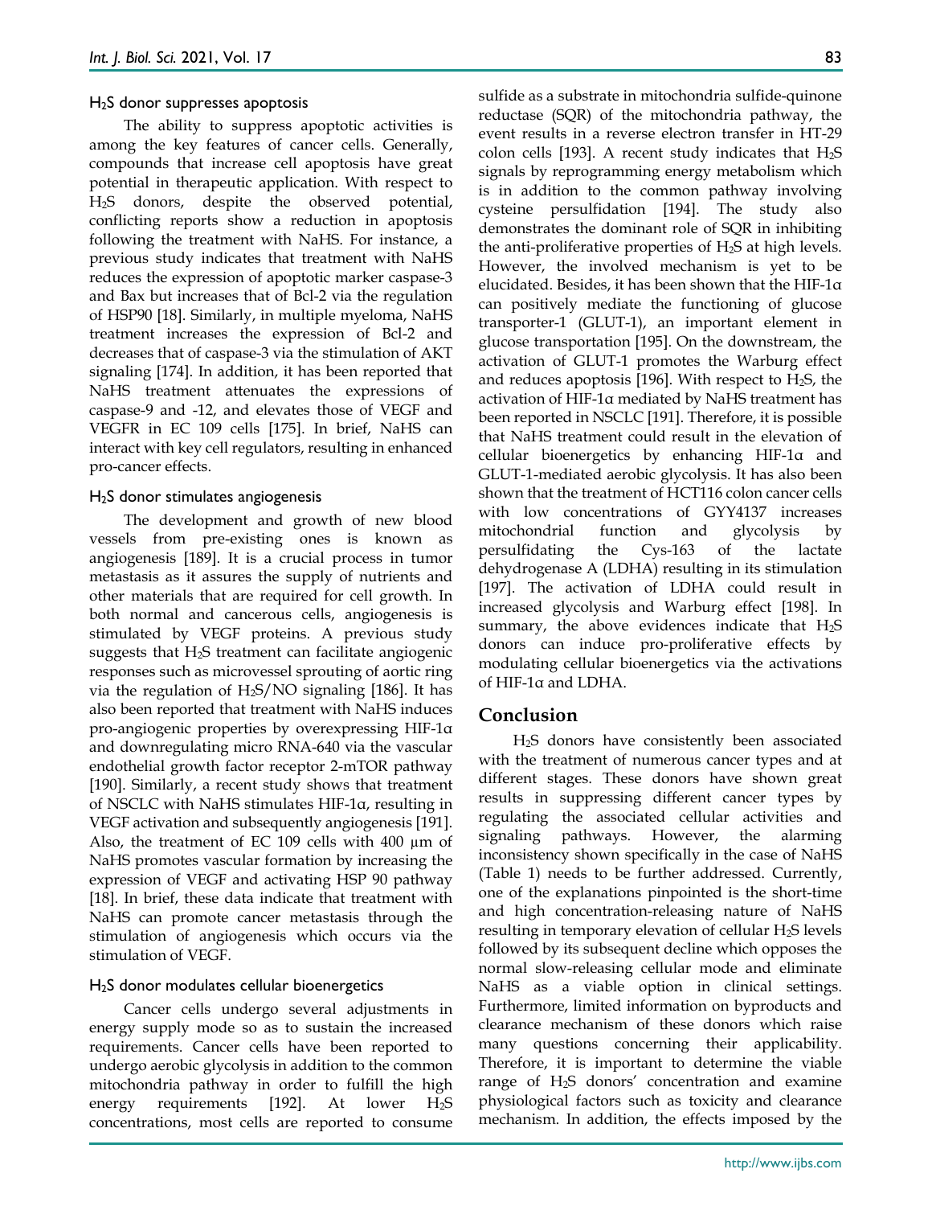### $H_2S$ donor suppresses apoptosis

The ability to suppress apoptotic activities is among the key features of cancer cells. Generally, compounds that increase cell apoptosis have great potential in therapeutic application. With respect to $H_2S$ donors, despite the observed potential, conflicting reports show a reduction in apoptosis following the treatment with NaHS. For instance, a previous study indicates that treatment with NaHS reduces the expression of apoptotic marker caspase-3 and Bax but increases that of Bcl-2 via the regulation of HSP90 [18]. Similarly, in multiple myeloma, NaHS treatment increases the expression of Bcl-2 and decreases that of caspase-3 via the stimulation of AKT signaling [174]. In addition, it has been reported that NaHS treatment attenuates the expressions of caspase-9 and -12, and elevates those of VEGF and VEGFR in EC 109 cells [175]. In brief, NaHS can interact with key cell regulators, resulting in enhanced pro-cancer effects.

### $H_2S$ donor stimulates angiogenesis

The development and growth of new blood vessels from pre-existing ones is known as angiogenesis [189]. It is a crucial process in tumor metastasis as it assures the supply of nutrients and other materials that are required for cell growth. In both normal and cancerous cells, angiogenesis is stimulated by VEGF proteins. A previous study suggests that $H_2S$ treatment can facilitate angiogenic responses such as microvessel sprouting of aortic ring via the regulation of $H_2S$/NO signaling [186]. It has also been reported that treatment with NaHS induces pro-angiogenic properties by overexpressing HIF-1α and downregulating micro RNA-640 via the vascular endothelial growth factor receptor 2-mTOR pathway [190]. Similarly, a recent study shows that treatment of NSCLC with NaHS stimulates HIF-1α, resulting in VEGF activation and subsequently angiogenesis [191]. Also, the treatment of EC 109 cells with 400 μm of NaHS promotes vascular formation by increasing the expression of VEGF and activating HSP 90 pathway [18]. In brief, these data indicate that treatment with NaHS can promote cancer metastasis through the stimulation of angiogenesis which occurs via the stimulation of VEGF.

### $H_2S$ donor modulates cellular bioenergetics

Cancer cells undergo several adjustments in energy supply mode so as to sustain the increased requirements. Cancer cells have been reported to undergo aerobic glycolysis in addition to the common mitochondria pathway in order to fulfill the high energy requirements [192]. At lower $H_2S$ concentrations, most cells are reported to consume sulfide as a substrate in mitochondria sulfide-quinone reductase (SQR) of the mitochondria pathway, the event results in a reverse electron transfer in HT-29 colon cells [193]. A recent study indicates that $H_2S$ signals by reprogramming energy metabolism which is in addition to the common pathway involving cysteine persulfidation [194]. The study also demonstrates the dominant role of SQR in inhibiting the anti-proliferative properties of $H_2S$ at high levels. However, the involved mechanism is yet to be elucidated. Besides, it has been shown that the HIF-1α can positively mediate the functioning of glucose transporter-1 (GLUT-1), an important element in glucose transportation [195]. On the downstream, the activation of GLUT-1 promotes the Warburg effect and reduces apoptosis [196]. With respect to $H_2S$, the activation of HIF-1α mediated by NaHS treatment has been reported in NSCLC [191]. Therefore, it is possible that NaHS treatment could result in the elevation of cellular bioenergetics by enhancing HIF-1α and GLUT-1-mediated aerobic glycolysis. It has also been shown that the treatment of HCT116 colon cancer cells with low concentrations of GYY4137 increases mitochondrial function and glycolysis by persulfidating the Cys-163 of the lactate dehydrogenase A (LDHA) resulting in its stimulation [197]. The activation of LDHA could result in increased glycolysis and Warburg effect [198]. In summary, the above evidences indicate that $H_2S$ donors can induce pro-proliferative effects by modulating cellular bioenergetics via the activations of HIF-1α and LDHA.

## Conclusion

$H_2S$ donors have consistently been associated with the treatment of numerous cancer types and at different stages. These donors have shown great results in suppressing different cancer types by regulating the associated cellular activities and signaling pathways. However, the alarming inconsistency shown specifically in the case of NaHS (Table 1) needs to be further addressed. Currently, one of the explanations pinpointed is the short-time and high concentration-releasing nature of NaHS resulting in temporary elevation of cellular $H_2S$ levels followed by its subsequent decline which opposes the normal slow-releasing cellular mode and eliminate NaHS as a viable option in clinical settings. Furthermore, limited information on byproducts and clearance mechanism of these donors which raise many questions concerning their applicability. Therefore, it is important to determine the viable range of $H_2S$ donors' concentration and examine physiological factors such as toxicity and clearance mechanism. In addition, the effects imposed by the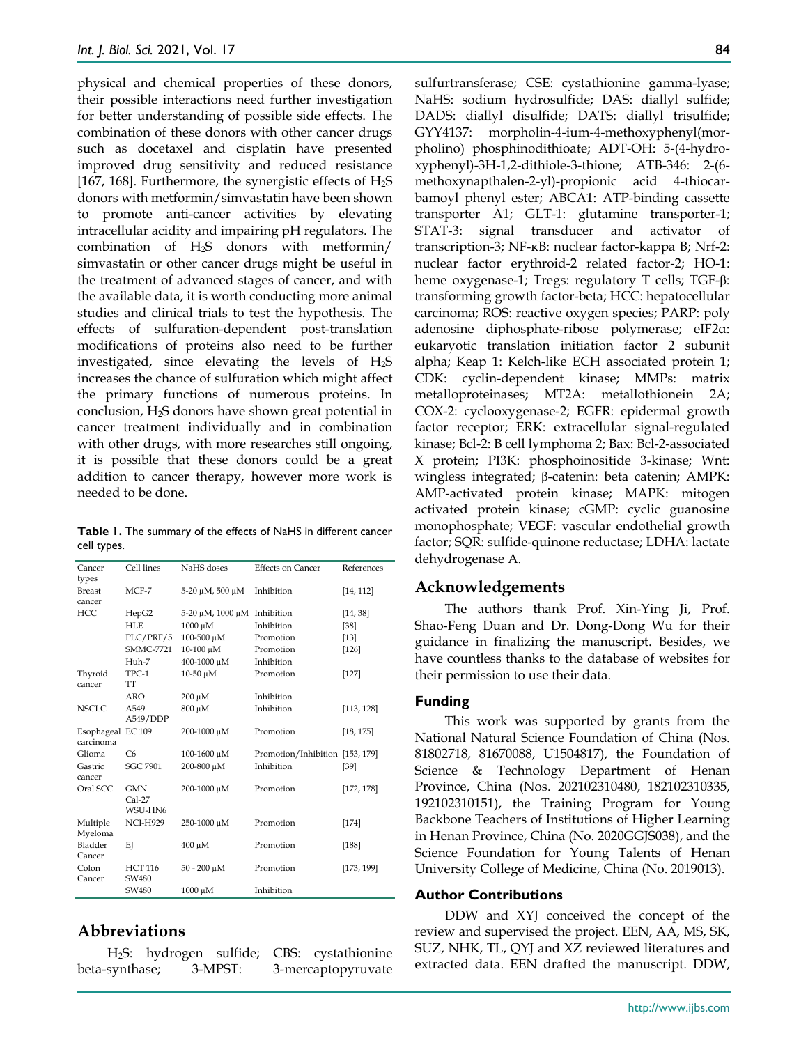physical and chemical properties of these donors, their possible interactions need further investigation for better understanding of possible side effects. The combination of these donors with other cancer drugs such as docetaxel and cisplatin have presented improved drug sensitivity and reduced resistance [167, 168]. Furthermore, the synergistic effects of $H_2S$ donors with metformin/simvastatin have been shown to promote anti-cancer activities by elevating intracellular acidity and impairing pH regulators. The combination of $H_2S$ donors with metformin/ simvastatin or other cancer drugs might be useful in the treatment of advanced stages of cancer, and with the available data, it is worth conducting more animal studies and clinical trials to test the hypothesis. The effects of sulfuration-dependent post-translation modifications of proteins also need to be further investigated, since elevating the levels of $H_2S$ increases the chance of sulfuration which might affect the primary functions of numerous proteins. In conclusion, $H_2S$ donors have shown great potential in cancer treatment individually and in combination with other drugs, with more researches still ongoing, it is possible that these donors could be a great addition to cancer therapy, however more work is needed to be done.

**Table 1.** The summary of the effects of NaHS in different cancer cell types.

| Cancer types | Cell lines | NaHS doses | Effects on Cancer | References |
|---|---|---|---|---|
| Breast cancer | MCF-7 | 5-20 μM, 500 μM | Inhibition | [14, 112] |
| HCC | HepG2 | 5-20 μM, 1000 μM | Inhibition | [14, 38] |
| | HLE | 1000 μM | Inhibition | [38] |
| | PLC/PRF/5 | 100-500 μM | Promotion | [13] |
| | SMMC-7721 | 10-100 μM | Promotion | [126] |
| | Huh-7 | 400-1000 μM | Inhibition | |
| Thyroid cancer | TPC-1 TT | 10-50 μM | Promotion | [127] |
| | ARO | 200 μM | Inhibition | |
| NSCLC | A549 A549/DDP | 800 μM | Inhibition | [113, 128] |
| Esophageal carcinoma | EC 109 | 200-1000 μM | Promotion | [18, 175] |
| Glioma | C6 | 100-1600 μM | Promotion/Inhibition | [153, 179] |
| Gastric cancer | SGC 7901 | 200-800 μM | Inhibition | [39] |
| Oral SCC | GMN Cal-27 WSU-HN6 | 200-1000 μM | Promotion | [172, 178] |
| Multiple Myeloma | NCI-H929 | 250-1000 μM | Promotion | [174] |
| Bladder Cancer | EJ | 400 μM | Promotion | [188] |
| Colon Cancer | HCT 116 SW480 | 50 - 200 μM | Promotion | [173, 199] |
| | SW480 | 1000 μM | Inhibition | |

## Abbreviations

$H_2S$: hydrogen sulfide; CBS: cystathionine beta-synthase; 3-MPST: 3-mercaptopyruvate sulfurtransferase; CSE: cystathionine gamma-lyase; NaHS: sodium hydrosulfide; DAS: diallyl sulfide; DADS: diallyl disulfide; DATS: diallyl trisulfide; GYY4137: morpholin-4-ium-4-methoxyphenyl(morpholino) phosphinodithioate; ADT-OH: 5-(4-hydroxyphenyl)-3H-1,2-dithiole-3-thione; ATB-346: 2-(6-methoxynapthalen-2-yl)-propionic acid 4-thiocarbamoyl phenyl ester; ABCA1: ATP-binding cassette transporter A1; GLT-1: glutamine transporter-1; STAT-3: signal transducer and activator of transcription-3; NF-κB: nuclear factor-kappa B; Nrf-2: nuclear factor erythroid-2 related factor-2; HO-1: heme oxygenase-1; Tregs: regulatory T cells; TGF-β: transforming growth factor-beta; HCC: hepatocellular carcinoma; ROS: reactive oxygen species; PARP: poly adenosine diphosphate-ribose polymerase; eIF2α: eukaryotic translation initiation factor 2 subunit alpha; Keap 1: Kelch-like ECH associated protein 1; CDK: cyclin-dependent kinase; MMPs: matrix metalloproteinases; MT2A: metallothionein 2A; COX-2: cyclooxygenase-2; EGFR: epidermal growth factor receptor; ERK: extracellular signal-regulated kinase; Bcl-2: B cell lymphoma 2; Bax: Bcl-2-associated X protein; PI3K: phosphoinositide 3-kinase; Wnt: wingless integrated; β-catenin: beta catenin; AMPK: AMP-activated protein kinase; MAPK: mitogen activated protein kinase; cGMP: cyclic guanosine monophosphate; VEGF: vascular endothelial growth factor; SQR: sulfide-quinone reductase; LDHA: lactate dehydrogenase A.

## Acknowledgements

The authors thank Prof. Xin-Ying Ji, Prof. Shao-Feng Duan and Dr. Dong-Dong Wu for their guidance in finalizing the manuscript. Besides, we have countless thanks to the database of websites for their permission to use their data.

### Funding

This work was supported by grants from the National Natural Science Foundation of China (Nos. 81802718, 81670088, U1504817), the Foundation of Science & Technology Department of Henan Province, China (Nos. 202102310480, 182102310335, 192102310151), the Training Program for Young Backbone Teachers of Institutions of Higher Learning in Henan Province, China (No. 2020GGJS038), and the Science Foundation for Young Talents of Henan University College of Medicine, China (No. 2019013).

### Author Contributions

DDW and XYJ conceived the concept of the review and supervised the project. EEN, AA, MS, SK, SUZ, NHK, TL, QYJ and XZ reviewed literatures and extracted data. EEN drafted the manuscript. DDW,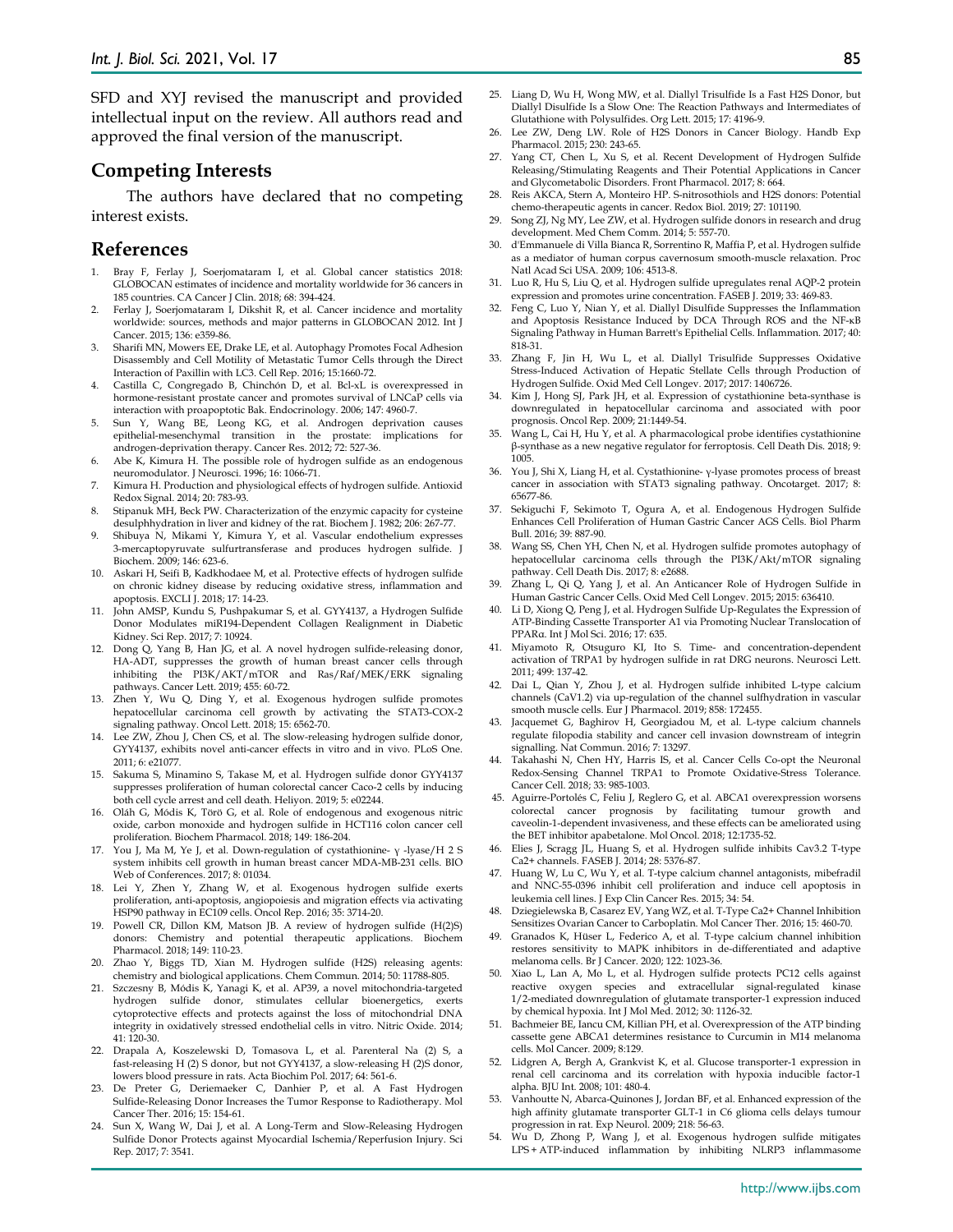SFD and XYJ revised the manuscript and provided intellectual input on the review. All authors read and approved the final version of the manuscript.

## Competing Interests

The authors have declared that no competing interest exists.

## References

1. Bray F, Ferlay J, Soerjomataram I, et al. Global cancer statistics 2018: GLOBOCAN estimates of incidence and mortality worldwide for 36 cancers in 185 countries. CA Cancer J Clin. 2018; 68: 394-424.
2. Ferlay J, Soerjomataram I, Dikshit R, et al. Cancer incidence and mortality worldwide: sources, methods and major patterns in GLOBOCAN 2012. Int J Cancer. 2015; 136: e359-86.
3. Sharifi MN, Mowers EE, Drake LE, et al. Autophagy Promotes Focal Adhesion Disassembly and Cell Motility of Metastatic Tumor Cells through the Direct Interaction of Paxillin with LC3. Cell Rep. 2016; 15:1660-72.
4. Castilla C, Congregado B, Chinchón D, et al. Bcl-xL is overexpressed in hormone-resistant prostate cancer and promotes survival of LNCaP cells via interaction with proapoptotic Bak. Endocrinology. 2006; 147: 4960-7.
5. Sun Y, Wang BE, Leong KG, et al. Androgen deprivation causes epithelial-mesenchymal transition in the prostate: implications for androgen-deprivation therapy. Cancer Res. 2012; 72: 527-36.
6. Abe K, Kimura H. The possible role of hydrogen sulfide as an endogenous neuromodulator. J Neurosci. 1996; 16: 1066-71.
7. Kimura H. Production and physiological effects of hydrogen sulfide. Antioxid Redox Signal. 2014; 20: 783-93.
8. Stipanuk MH, Beck PW. Characterization of the enzymic capacity for cysteine desulphhydration in liver and kidney of the rat. Biochem J. 1982; 206: 267-77.
9. Shibuya N, Mikami Y, Kimura Y, et al. Vascular endothelium expresses 3-mercaptopyruvate sulfurtransferase and produces hydrogen sulfide. J Biochem. 2009; 146: 623-6.
10. Askari H, Seifi B, Kadkhodaee M, et al. Protective effects of hydrogen sulfide on chronic kidney disease by reducing oxidative stress, inflammation and apoptosis. EXCLI J. 2018; 17: 14-23.
11. John AMSP, Kundu S, Pushpakumar S, et al. GYY4137, a Hydrogen Sulfide Donor Modulates miR194-Dependent Collagen Realignment in Diabetic Kidney. Sci Rep. 2017; 7: 10924.
12. Dong Q, Yang B, Han JG, et al. A novel hydrogen sulfide-releasing donor, HA-ADT, suppresses the growth of human breast cancer cells through inhibiting the PI3K/AKT/mTOR and Ras/Raf/MEK/ERK signaling pathways. Cancer Lett. 2019; 455: 60-72.
13. Zhen Y, Wu Q, Ding Y, et al. Exogenous hydrogen sulfide promotes hepatocellular carcinoma cell growth by activating the STAT3-COX-2 signaling pathway. Oncol Lett. 2018; 15: 6562-70.
14. Lee ZW, Zhou J, Chen CS, et al. The slow-releasing hydrogen sulfide donor, GYY4137, exhibits novel anti-cancer effects in vitro and in vivo. PLoS One. 2011; 6: e21077.
15. Sakuma S, Minamino S, Takase M, et al. Hydrogen sulfide donor GYY4137 suppresses proliferation of human colorectal cancer Caco-2 cells by inducing both cell cycle arrest and cell death. Heliyon. 2019; 5: e02244.
16. Oláh G, Módis K, Törö G, et al. Role of endogenous and exogenous nitric oxide, carbon monoxide and hydrogen sulfide in HCT116 colon cancer cell proliferation. Biochem Pharmacol. 2018; 149: 186-204.
17. You J, Ma M, Ye J, et al. Down-regulation of cystathionine- γ -lyase/H 2 S system inhibits cell growth in human breast cancer MDA-MB-231 cells. BIO Web of Conferences. 2017; 8: 01034.
18. Lei Y, Zhen Y, Zhang W, et al. Exogenous hydrogen sulfide exerts proliferation, anti-apoptosis, angiopoiesis and migration effects via activating HSP90 pathway in EC109 cells. Oncol Rep. 2016; 35: 3714-20.
19. Powell CR, Dillon KM, Matson JB. A review of hydrogen sulfide (H(2)S) donors: Chemistry and potential therapeutic applications. Biochem Pharmacol. 2018; 149: 110-23.
20. Zhao Y, Biggs TD, Xian M. Hydrogen sulfide (H2S) releasing agents: chemistry and biological applications. Chem Commun. 2014; 50: 11788-805.
21. Szczesny B, Módis K, Yanagi K, et al. AP39, a novel mitochondria-targeted hydrogen sulfide donor, stimulates cellular bioenergetics, exerts cytoprotective effects and protects against the loss of mitochondrial DNA integrity in oxidatively stressed endothelial cells in vitro. Nitric Oxide. 2014; 41: 120-30.
22. Drapala A, Koszelewski D, Tomasova L, et al. Parenteral Na (2) S, a fast-releasing H (2) S donor, but not GYY4137, a slow-releasing H (2)S donor, lowers blood pressure in rats. Acta Biochim Pol. 2017; 64: 561-6.
23. De Preter G, Deriemaeker C, Danhier P, et al. A Fast Hydrogen Sulfide-Releasing Donor Increases the Tumor Response to Radiotherapy. Mol Cancer Ther. 2016; 15: 154-61.
24. Sun X, Wang W, Dai J, et al. A Long-Term and Slow-Releasing Hydrogen Sulfide Donor Protects against Myocardial Ischemia/Reperfusion Injury. Sci Rep. 2017; 7: 3541.
25. Liang D, Wu H, Wong MW, et al. Diallyl Trisulfide Is a Fast H2S Donor, but Diallyl Disulfide Is a Slow One: The Reaction Pathways and Intermediates of Glutathione with Polysulfides. Org Lett. 2015; 17: 4196-9.
26. Lee ZW, Deng LW. Role of H2S Donors in Cancer Biology. Handb Exp Pharmacol. 2015; 230: 243-65.
27. Yang CT, Chen L, Xu S, et al. Recent Development of Hydrogen Sulfide Releasing/Stimulating Reagents and Their Potential Applications in Cancer and Glycometabolic Disorders. Front Pharmacol. 2017; 8: 664.
28. Reis AKCA, Stern A, Monteiro HP. S-nitrosothiols and H2S donors: Potential chemo-therapeutic agents in cancer. Redox Biol. 2019; 27: 101190.
29. Song ZJ, Ng MY, Lee ZW, et al. Hydrogen sulfide donors in research and drug development. Med Chem Comm. 2014; 5: 557-70.
30. d'Emmanuele di Villa Bianca R, Sorrentino R, Maffia P, et al. Hydrogen sulfide as a mediator of human corpus cavernosum smooth-muscle relaxation. Proc Natl Acad Sci USA. 2009; 106: 4513-8.
31. Luo R, Hu S, Liu Q, et al. Hydrogen sulfide upregulates renal AQP-2 protein expression and promotes urine concentration. FASEB J. 2019; 33: 469-83.
32. Feng C, Luo Y, Nian Y, et al. Diallyl Disulfide Suppresses the Inflammation and Apoptosis Resistance Induced by DCA Through ROS and the NF-κB Signaling Pathway in Human Barrett's Epithelial Cells. Inflammation. 2017; 40: 818-31.
33. Zhang F, Jin H, Wu L, et al. Diallyl Trisulfide Suppresses Oxidative Stress-Induced Activation of Hepatic Stellate Cells through Production of Hydrogen Sulfide. Oxid Med Cell Longev. 2017; 2017: 1406726.
34. Kim J, Hong SJ, Park JH, et al. Expression of cystathionine beta-synthase is downregulated in hepatocellular carcinoma and associated with poor prognosis. Oncol Rep. 2009; 21:1449-54.
35. Wang L, Cai H, Hu Y, et al. A pharmacological probe identifies cystathionine β-synthase as a new negative regulator for ferroptosis. Cell Death Dis. 2018; 9: 1005.
36. You J, Shi X, Liang H, et al. Cystathionine- γ-lyase promotes process of breast cancer in association with STAT3 signaling pathway. Oncotarget. 2017; 8: 65677-86.
37. Sekiguchi F, Sekimoto T, Ogura A, et al. Endogenous Hydrogen Sulfide Enhances Cell Proliferation of Human Gastric Cancer AGS Cells. Biol Pharm Bull. 2016; 39: 887-90.
38. Wang SS, Chen YH, Chen N, et al. Hydrogen sulfide promotes autophagy of hepatocellular carcinoma cells through the PI3K/Akt/mTOR signaling pathway. Cell Death Dis. 2017; 8: e2688.
39. Zhang L, Qi Q, Yang J, et al. An Anticancer Role of Hydrogen Sulfide in Human Gastric Cancer Cells. Oxid Med Cell Longev. 2015; 2015: 636410.
40. Li D, Xiong Q, Peng J, et al. Hydrogen Sulfide Up-Regulates the Expression of ATP-Binding Cassette Transporter A1 via Promoting Nuclear Translocation of PPARα. Int J Mol Sci. 2016; 17: 635.
41. Miyamoto R, Otsuguro KI, Ito S. Time- and concentration-dependent activation of TRPA1 by hydrogen sulfide in rat DRG neurons. Neurosci Lett. 2011; 499: 137-42.
42. Dai L, Qian Y, Zhou J, et al. Hydrogen sulfide inhibited L-type calcium channels (CaV1.2) via up-regulation of the channel sulfhydration in vascular smooth muscle cells. Eur J Pharmacol. 2019; 858: 172455.
43. Jacquemet G, Baghirov H, Georgiadou M, et al. L-type calcium channels regulate filopodia stability and cancer cell invasion downstream of integrin signalling. Nat Commun. 2016; 7: 13297.
44. Takahashi N, Chen HY, Harris IS, et al. Cancer Cells Co-opt the Neuronal Redox-Sensing Channel TRPA1 to Promote Oxidative-Stress Tolerance. Cancer Cell. 2018; 33: 985-1003.
45. Aguirre-Portolés C, Feliu J, Reglero G, et al. ABCA1 overexpression worsens colorectal cancer prognosis by facilitating tumour growth and caveolin-1-dependent invasiveness, and these effects can be ameliorated using the BET inhibitor apabetalone. Mol Oncol. 2018; 12:1735-52.
46. Elies J, Scragg JL, Huang S, et al. Hydrogen sulfide inhibits Cav3.2 T-type Ca2+ channels. FASEB J. 2014; 28: 5376-87.
47. Huang W, Lu C, Wu Y, et al. T-type calcium channel antagonists, mibefradil and NNC-55-0396 inhibit cell proliferation and induce cell apoptosis in leukemia cell lines. J Exp Clin Cancer Res. 2015; 34: 54.
48. Dziegielewska B, Casarez EV, Yang WZ, et al. T-Type Ca2+ Channel Inhibition Sensitizes Ovarian Cancer to Carboplatin. Mol Cancer Ther. 2016; 15: 460-70.
49. Granados K, Hüser L, Federico A, et al. T-type calcium channel inhibition restores sensitivity to MAPK inhibitors in de-differentiated and adaptive melanoma cells. Br J Cancer. 2020; 122: 1023-36.
50. Xiao L, Lan A, Mo L, et al. Hydrogen sulfide protects PC12 cells against reactive oxygen species and extracellular signal-regulated kinase 1/2-mediated downregulation of glutamate transporter-1 expression induced by chemical hypoxia. Int J Mol Med. 2012; 30: 1126-32.
51. Bachmeier BE, Iancu CM, Killian PH, et al. Overexpression of the ATP binding cassette gene ABCA1 determines resistance to Curcumin in M14 melanoma cells. Mol Cancer. 2009; 8:129.
52. Lidgren A, Bergh A, Grankvist K, et al. Glucose transporter-1 expression in renal cell carcinoma and its correlation with hypoxia inducible factor-1 alpha. BJU Int. 2008; 101: 480-4.
53. Vanhoutte N, Abarca-Quinones J, Jordan BF, et al. Enhanced expression of the high affinity glutamate transporter GLT-1 in C6 glioma cells delays tumour progression in rat. Exp Neurol. 2009; 218: 56-63.
54. Wu D, Zhong P, Wang J, et al. Exogenous hydrogen sulfide mitigates LPS + ATP-induced inflammation by inhibiting NLRP3 inflammasome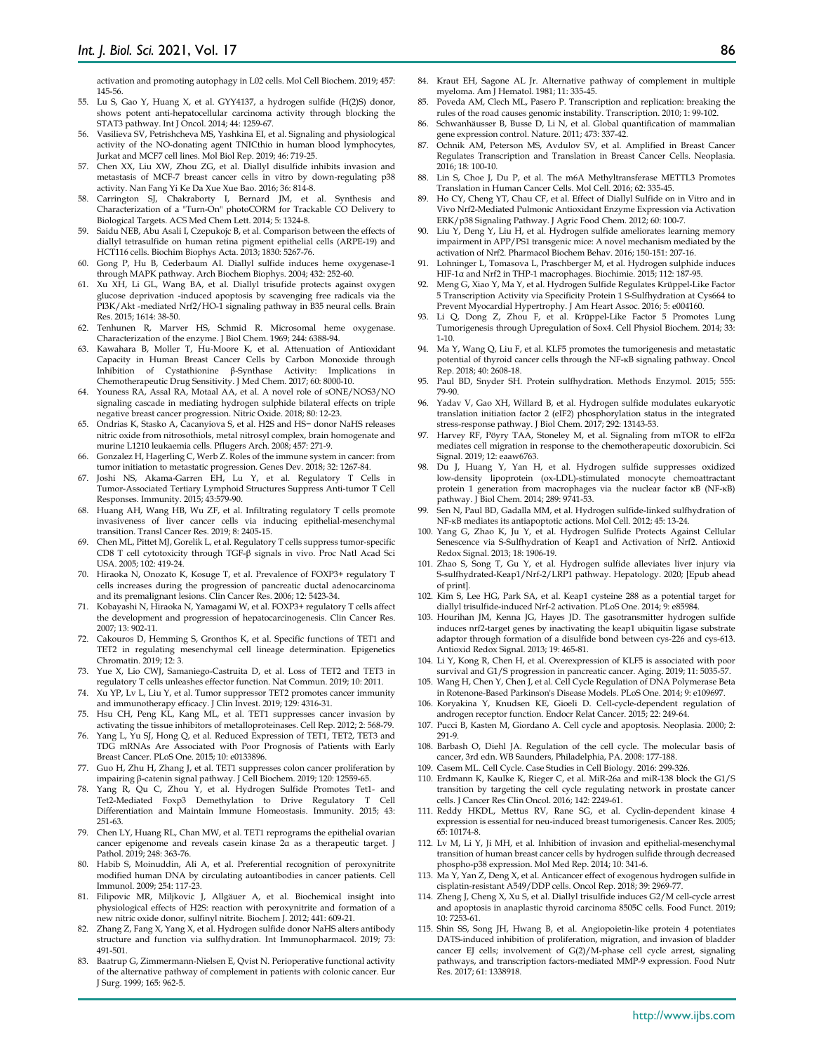activation and promoting autophagy in L02 cells. Mol Cell Biochem. 2019; 457: 145-56.

55. Lu S, Gao Y, Huang X, et al. GYY4137, a hydrogen sulfide (H(2)S) donor, shows potent anti-hepatocellular carcinoma activity through blocking the STAT3 pathway. Int J Oncol. 2014; 44: 1259-67.
56. Vasilieva SV, Petrishcheva MS, Yashkina EI, et al. Signaling and physiological activity of the NO-donating agent TNICthio in human blood lymphocytes, Jurkat and MCF7 cell lines. Mol Biol Rep. 2019; 46: 719-25.
57. Chen XX, Liu XW, Zhou ZG, et al. Diallyl disulfide inhibits invasion and metastasis of MCF-7 breast cancer cells in vitro by down-regulating p38 activity. Nan Fang Yi Ke Da Xue Xue Bao. 2016; 36: 814-8.
58. Carrington SJ, Chakraborty I, Bernard JM, et al. Synthesis and Characterization of a "Turn-On" photoCORM for Trackable CO Delivery to Biological Targets. ACS Med Chem Lett. 2014; 5: 1324-8.
59. Saidu NEB, Abu Asali I, Czepukojc B, et al. Comparison between the effects of diallyl tetrasulfide on human retina pigment epithelial cells (ARPE-19) and HCT116 cells. Biochim Biophys Acta. 2013; 1830: 5267-76.
60. Gong P, Hu B, Cederbaum AI. Diallyl sulfide induces heme oxygenase-1 through MAPK pathway. Arch Biochem Biophys. 2004; 432: 252-60.
61. Xu XH, Li GL, Wang BA, et al. Diallyl trisufide protects against oxygen glucose deprivation -induced apoptosis by scavenging free radicals via the PI3K/Akt -mediated Nrf2/HO-1 signaling pathway in B35 neural cells. Brain Res. 2015; 1614: 38-50.
62. Tenhunen R, Marver HS, Schmid R. Microsomal heme oxygenase. Characterization of the enzyme. J Biol Chem. 1969; 244: 6388-94.
63. Kawahara B, Moller T, Hu-Moore K, et al. Attenuation of Antioxidant Capacity in Human Breast Cancer Cells by Carbon Monoxide through Inhibition of Cystathionine β-Synthase Activity: Implications in Chemotherapeutic Drug Sensitivity. J Med Chem. 2017; 60: 8000-10.
64. Youness RA, Assal RA, Motaal AA, et al. A novel role of sONE/NOS3/NO signaling cascade in mediating hydrogen sulphide bilateral effects on triple negative breast cancer progression. Nitric Oxide. 2018; 80: 12-23.
65. Ondrias K, Stasko A, Cacanyiova S, et al. H2S and HS− donor NaHS releases nitric oxide from nitrosothiols, metal nitrosyl complex, brain homogenate and murine L1210 leukaemia cells. Pflugers Arch. 2008; 457: 271-9.
66. Gonzalez H, Hagerling C, Werb Z. Roles of the immune system in cancer: from tumor initiation to metastatic progression. Genes Dev. 2018; 32: 1267-84.
67. Joshi NS, Akama-Garren EH, Lu Y, et al. Regulatory T Cells in Tumor-Associated Tertiary Lymphoid Structures Suppress Anti-tumor T Cell Responses. Immunity. 2015; 43:579-90.
68. Huang AH, Wang HB, Wu ZF, et al. Infiltrating regulatory T cells promote invasiveness of liver cancer cells via inducing epithelial-mesenchymal transition. Transl Cancer Res. 2019; 8: 2405-15.
69. Chen ML, Pittet MJ, Gorelik L, et al. Regulatory T cells suppress tumor-specific CD8 T cell cytotoxicity through TGF-β signals in vivo. Proc Natl Acad Sci USA. 2005; 102: 419-24.
70. Hiraoka N, Onozato K, Kosuge T, et al. Prevalence of FOXP3+ regulatory T cells increases during the progression of pancreatic ductal adenocarcinoma and its premalignant lesions. Clin Cancer Res. 2006; 12: 5423-34.
71. Kobayashi N, Hiraoka N, Yamagami W, et al. FOXP3+ regulatory T cells affect the development and progression of hepatocarcinogenesis. Clin Cancer Res. 2007; 13: 902-11.
72. Cakouros D, Hemming S, Gronthos K, et al. Specific functions of TET1 and TET2 in regulating mesenchymal cell lineage determination. Epigenetics Chromatin. 2019; 12: 3.
73. Yue X, Lio CWJ, Samaniego-Castruita D, et al. Loss of TET2 and TET3 in regulatory T cells unleashes effector function. Nat Commun. 2019; 10: 2011.
74. Xu YP, Lv L, Liu Y, et al. Tumor suppressor TET2 promotes cancer immunity and immunotherapy efficacy. J Clin Invest. 2019; 129: 4316-31.
75. Hsu CH, Peng KL, Kang ML, et al. TET1 suppresses cancer invasion by activating the tissue inhibitors of metalloproteinases. Cell Rep. 2012; 2: 568-79.
76. Yang L, Yu SJ, Hong Q, et al. Reduced Expression of TET1, TET2, TET3 and TDG mRNAs Are Associated with Poor Prognosis of Patients with Early Breast Cancer. PLoS One. 2015; 10: e0133896.
77. Guo H, Zhu H, Zhang J, et al. TET1 suppresses colon cancer proliferation by impairing β-catenin signal pathway. J Cell Biochem. 2019; 120: 12559-65.
78. Yang R, Qu C, Zhou Y, et al. Hydrogen Sulfide Promotes Tet1- and Tet2-Mediated Foxp3 Demethylation to Drive Regulatory T Cell Differentiation and Maintain Immune Homeostasis. Immunity. 2015; 43: 251-63.
79. Chen LY, Huang RL, Chan MW, et al. TET1 reprograms the epithelial ovarian cancer epigenome and reveals casein kinase 2α as a therapeutic target. J Pathol. 2019; 248: 363-76.
80. Habib S, Moinuddin, Ali A, et al. Preferential recognition of peroxynitrite modified human DNA by circulating autoantibodies in cancer patients. Cell Immunol. 2009; 254: 117-23.
81. Filipovic MR, Miljkovic J, Allgäuer A, et al. Biochemical insight into physiological effects of H2S: reaction with peroxynitrite and formation of a new nitric oxide donor, sulfinyl nitrite. Biochem J. 2012; 441: 609-21.
82. Zhang Z, Fang X, Yang X, et al. Hydrogen sulfide donor NaHS alters antibody structure and function via sulfhydration. Int Immunopharmacol. 2019; 73: 491-501.
83. Baatrup G, Zimmermann-Nielsen E, Qvist N. Perioperative functional activity of the alternative pathway of complement in patients with colonic cancer. Eur J Surg. 1999; 165: 962-5.
84. Kraut EH, Sagone AL Jr. Alternative pathway of complement in multiple myeloma. Am J Hematol. 1981; 11: 335-45.
85. Poveda AM, Clech ML, Pasero P. Transcription and replication: breaking the rules of the road causes genomic instability. Transcription. 2010; 1: 99-102.
86. Schwanhäusser B, Busse D, Li N, et al. Global quantification of mammalian gene expression control. Nature. 2011; 473: 337-42.
87. Ochnik AM, Peterson MS, Avdulov SV, et al. Amplified in Breast Cancer Regulates Transcription and Translation in Breast Cancer Cells. Neoplasia. 2016; 18: 100-10.
88. Lin S, Choe J, Du P, et al. The m6A Methyltransferase METTL3 Promotes Translation in Human Cancer Cells. Mol Cell. 2016; 62: 335-45.
89. Ho CY, Cheng YT, Chau CF, et al. Effect of Diallyl Sulfide on in Vitro and in Vivo Nrf2-Mediated Pulmonic Antioxidant Enzyme Expression via Activation ERK/p38 Signaling Pathway. J Agric Food Chem. 2012; 60: 100-7.
90. Liu Y, Deng Y, Liu H, et al. Hydrogen sulfide ameliorates learning memory impairment in APP/PS1 transgenic mice: A novel mechanism mediated by the activation of Nrf2. Pharmacol Biochem Behav. 2016; 150-151: 207-16.
91. Lohninger L, Tomasova L, Praschberger M, et al. Hydrogen sulphide induces HIF-1α and Nrf2 in THP-1 macrophages. Biochimie. 2015; 112: 187-95.
92. Meng G, Xiao Y, Ma Y, et al. Hydrogen Sulfide Regulates Krüppel-Like Factor 5 Transcription Activity via Specificity Protein 1 S-Sulfhydration at Cys664 to Prevent Myocardial Hypertrophy. J Am Heart Assoc. 2016; 5: e004160.
93. Li Q, Dong Z, Zhou F, et al. Krüppel-Like Factor 5 Promotes Lung Tumorigenesis through Upregulation of Sox4. Cell Physiol Biochem. 2014; 33: 1-10.
94. Ma Y, Wang Q, Liu F, et al. KLF5 promotes the tumorigenesis and metastatic potential of thyroid cancer cells through the NF-κB signaling pathway. Oncol Rep. 2018; 40: 2608-18.
95. Paul BD, Snyder SH. Protein sulfhydration. Methods Enzymol. 2015; 555: 79-90.
96. Yadav V, Gao XH, Willard B, et al. Hydrogen sulfide modulates eukaryotic translation initiation factor 2 (eIF2) phosphorylation status in the integrated stress-response pathway. J Biol Chem. 2017; 292: 13143-53.
97. Harvey RF, Pöyry TAA, Stoneley M, et al. Signaling from mTOR to eIF2α mediates cell migration in response to the chemotherapeutic doxorubicin. Sci Signal. 2019; 12: eaaw6763.
98. Du J, Huang Y, Yan H, et al. Hydrogen sulfide suppresses oxidized low-density lipoprotein (ox-LDL)-stimulated monocyte chemoattractant protein 1 generation from macrophages via the nuclear factor κB (NF-κB) pathway. J Biol Chem. 2014; 289: 9741-53.
99. Sen N, Paul BD, Gadalla MM, et al. Hydrogen sulfide-linked sulfhydration of NF-κB mediates its antiapoptotic actions. Mol Cell. 2012; 45: 13-24.
100. Yang G, Zhao K, Ju Y, et al. Hydrogen Sulfide Protects Against Cellular Senescence via S-Sulfhydration of Keap1 and Activation of Nrf2. Antioxid Redox Signal. 2013; 18: 1906-19.
101. Zhao S, Song T, Gu Y, et al. Hydrogen sulfide alleviates liver injury via S-sulfhydrated-Keap1/Nrf-2/LRP1 pathway. Hepatology. 2020; [Epub ahead of print].
102. Kim S, Lee HG, Park SA, et al. Keap1 cysteine 288 as a potential target for diallyl trisulfide-induced Nrf-2 activation. PLoS One. 2014; 9: e85984.
103. Hourihan JM, Kenna JG, Hayes JD. The gasotransmitter hydrogen sulfide induces nrf2-target genes by inactivating the keap1 ubiquitin ligase substrate adaptor through formation of a disulfide bond between cys-226 and cys-613. Antioxid Redox Signal. 2013; 19: 465-81.
104. Li Y, Kong R, Chen H, et al. Overexpression of KLF5 is associated with poor survival and G1/S progression in pancreatic cancer. Aging. 2019; 11: 5035-57.
105. Wang H, Chen Y, Chen J, et al. Cell Cycle Regulation of DNA Polymerase Beta in Rotenone-Based Parkinson's Disease Models. PLoS One. 2014; 9: e109697.
106. Koryakina Y, Knudsen KE, Gioeli D. Cell-cycle-dependent regulation of androgen receptor function. Endocr Relat Cancer. 2015; 22: 249-64.
107. Pucci B, Kasten M, Giordano A. Cell cycle and apoptosis. Neoplasia. 2000; 2: 291-9.
108. Barbash O, Diehl JA. Regulation of the cell cycle. The molecular basis of cancer, 3rd edn. WB Saunders, Philadelphia, PA. 2008: 177-188.
109. Casem ML. Cell Cycle. Case Studies in Cell Biology. 2016: 299-326.
110. Erdmann K, Kaulke K, Rieger C, et al. MiR-26a and miR-138 block the G1/S transition by targeting the cell cycle regulating network in prostate cancer cells. J Cancer Res Clin Oncol. 2016; 142: 2249-61.
111. Reddy HKDL, Mettus RV, Rane SG, et al. Cyclin-dependent kinase 4 expression is essential for neu-induced breast tumorigenesis. Cancer Res. 2005; 65: 10174-8.
112. Lv M, Li Y, Ji MH, et al. Inhibition of invasion and epithelial-mesenchymal transition of human breast cancer cells by hydrogen sulfide through decreased phospho-p38 expression. Mol Med Rep. 2014; 10: 341-6.
113. Ma Y, Yan Z, Deng X, et al. Anticancer effect of exogenous hydrogen sulfide in cisplatin-resistant A549/DDP cells. Oncol Rep. 2018; 39: 2969-77.
114. Zheng J, Cheng X, Xu S, et al. Diallyl trisulfide induces G2/M cell-cycle arrest and apoptosis in anaplastic thyroid carcinoma 8505C cells. Food Funct. 2019; 10: 7253-61.
115. Shin SS, Song JH, Hwang B, et al. Angiopoietin-like protein 4 potentiates DATS-induced inhibition of proliferation, migration, and invasion of bladder cancer EJ cells; involvement of G(2)/M-phase cell cycle arrest, signaling pathways, and transcription factors-mediated MMP-9 expression. Food Nutr Res. 2017; 61: 1338918.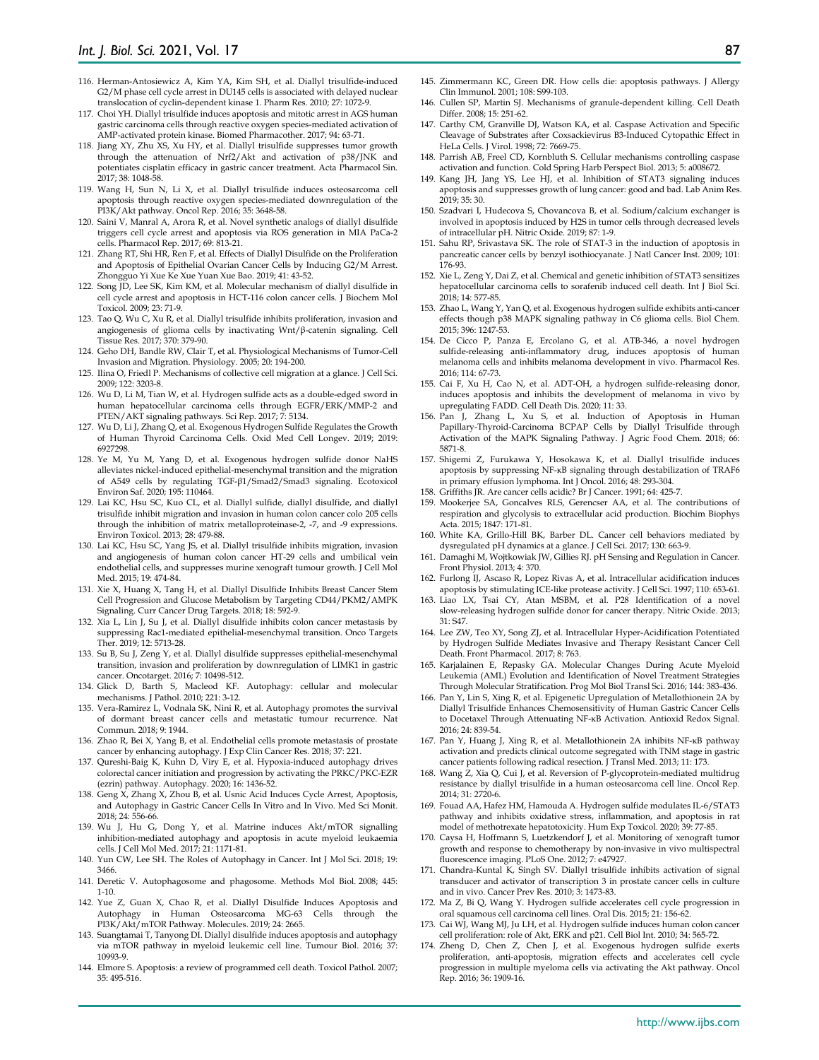116. Herman-Antosiewicz A, Kim YA, Kim SH, et al. Diallyl trisulfide-induced G2/M phase cell cycle arrest in DU145 cells is associated with delayed nuclear translocation of cyclin-dependent kinase 1. Pharm Res. 2010; 27: 1072-9.
117. Choi YH. Diallyl trisulfide induces apoptosis and mitotic arrest in AGS human gastric carcinoma cells through reactive oxygen species-mediated activation of AMP-activated protein kinase. Biomed Pharmacother. 2017; 94: 63-71.
118. Jiang XY, Zhu XS, Xu HY, et al. Diallyl trisulfide suppresses tumor growth through the attenuation of Nrf2/Akt and activation of p38/JNK and potentiates cisplatin efficacy in gastric cancer treatment. Acta Pharmacol Sin. 2017; 38: 1048-58.
119. Wang H, Sun N, Li X, et al. Diallyl trisulfide induces osteosarcoma cell apoptosis through reactive oxygen species-mediated downregulation of the PI3K/Akt pathway. Oncol Rep. 2016; 35: 3648-58.
120. Saini V, Manral A, Arora R, et al. Novel synthetic analogs of diallyl disulfide triggers cell cycle arrest and apoptosis via ROS generation in MIA PaCa-2 cells. Pharmacol Rep. 2017; 69: 813-21.
121. Zhang RT, Shi HR, Ren F, et al. Effects of Diallyl Disulfide on the Proliferation and Apoptosis of Epithelial Ovarian Cancer Cells by Inducing G2/M Arrest. Zhongguo Yi Xue Ke Xue Yuan Xue Bao. 2019; 41: 43-52.
122. Song JD, Lee SK, Kim KM, et al. Molecular mechanism of diallyl disulfide in cell cycle arrest and apoptosis in HCT-116 colon cancer cells. J Biochem Mol Toxicol. 2009; 23: 71-9.
123. Tao Q, Wu C, Xu R, et al. Diallyl trisulfide inhibits proliferation, invasion and angiogenesis of glioma cells by inactivating Wnt/β-catenin signaling. Cell Tissue Res. 2017; 370: 379-90.
124. Geho DH, Bandle RW, Clair T, et al. Physiological Mechanisms of Tumor-Cell Invasion and Migration. Physiology. 2005; 20: 194-200.
125. Ilina O, Friedl P. Mechanisms of collective cell migration at a glance. J Cell Sci. 2009; 122: 3203-8.
126. Wu D, Li M, Tian W, et al. Hydrogen sulfide acts as a double-edged sword in human hepatocellular carcinoma cells through EGFR/ERK/MMP-2 and PTEN/AKT signaling pathways. Sci Rep. 2017; 7: 5134.
127. Wu D, Li J, Zhang Q, et al. Exogenous Hydrogen Sulfide Regulates the Growth of Human Thyroid Carcinoma Cells. Oxid Med Cell Longev. 2019; 2019: 6927298.
128. Ye M, Yu M, Yang D, et al. Exogenous hydrogen sulfide donor NaHS alleviates nickel-induced epithelial-mesenchymal transition and the migration of A549 cells by regulating TGF-β1/Smad2/Smad3 signaling. Ecotoxicol Environ Saf. 2020; 195: 110464.
129. Lai KC, Hsu SC, Kuo CL, et al. Diallyl sulfide, diallyl disulfide, and diallyl trisulfide inhibit migration and invasion in human colon cancer colo 205 cells through the inhibition of matrix metalloproteinase-2, -7, and -9 expressions. Environ Toxicol. 2013; 28: 479-88.
130. Lai KC, Hsu SC, Yang JS, et al. Diallyl trisulfide inhibits migration, invasion and angiogenesis of human colon cancer HT-29 cells and umbilical vein endothelial cells, and suppresses murine xenograft tumour growth. J Cell Mol Med. 2015; 19: 474-84.
131. Xie X, Huang X, Tang H, et al. Diallyl Disulfide Inhibits Breast Cancer Stem Cell Progression and Glucose Metabolism by Targeting CD44/PKM2/AMPK Signaling. Curr Cancer Drug Targets. 2018; 18: 592-9.
132. Xia L, Lin J, Su J, et al. Diallyl disulfide inhibits colon cancer metastasis by suppressing Rac1-mediated epithelial-mesenchymal transition. Onco Targets Ther. 2019; 12: 5713-28.
133. Su B, Su J, Zeng Y, et al. Diallyl disulfide suppresses epithelial-mesenchymal transition, invasion and proliferation by downregulation of LIMK1 in gastric cancer. Oncotarget. 2016; 7: 10498-512.
134. Glick D, Barth S, Macleod KF. Autophagy: cellular and molecular mechanisms. J Pathol. 2010; 221: 3-12.
135. Vera-Ramirez L, Vodnala SK, Nini R, et al. Autophagy promotes the survival of dormant breast cancer cells and metastatic tumour recurrence. Nat Commun. 2018; 9: 1944.
136. Zhao R, Bei X, Yang B, et al. Endothelial cells promote metastasis of prostate cancer by enhancing autophagy. J Exp Clin Cancer Res. 2018; 37: 221.
137. Qureshi-Baig K, Kuhn D, Viry E, et al. Hypoxia-induced autophagy drives colorectal cancer initiation and progression by activating the PRKC/PKC-EZR (ezrin) pathway. Autophagy. 2020; 16: 1436-52.
138. Geng X, Zhang X, Zhou B, et al. Usnic Acid Induces Cycle Arrest, Apoptosis, and Autophagy in Gastric Cancer Cells In Vitro and In Vivo. Med Sci Monit. 2018; 24: 556-66.
139. Wu J, Hu G, Dong Y, et al. Matrine induces Akt/mTOR signalling inhibition-mediated autophagy and apoptosis in acute myeloid leukaemia cells. J Cell Mol Med. 2017; 21: 1171-81.
140. Yun CW, Lee SH. The Roles of Autophagy in Cancer. Int J Mol Sci. 2018; 19: 3466.
141. Deretic V. Autophagosome and phagosome. Methods Mol Biol. 2008; 445: 1-10.
142. Yue Z, Guan X, Chao R, et al. Diallyl Disulfide Induces Apoptosis and Autophagy in Human Osteosarcoma MG-63 Cells through the PI3K/Akt/mTOR Pathway. Molecules. 2019; 24: 2665.
143. Suangtamai T, Tanyong DI. Diallyl disulfide induces apoptosis and autophagy via mTOR pathway in myeloid leukemic cell line. Tumour Biol. 2016; 37: 10993-9.
144. Elmore S. Apoptosis: a review of programmed cell death. Toxicol Pathol. 2007; 35: 495-516.
145. Zimmermann KC, Green DR. How cells die: apoptosis pathways. J Allergy Clin Immunol. 2001; 108: S99-103.
146. Cullen SP, Martin SJ. Mechanisms of granule-dependent killing. Cell Death Differ. 2008; 15: 251-62.
147. Carthy CM, Granville DJ, Watson KA, et al. Caspase Activation and Specific Cleavage of Substrates after Coxsackievirus B3-Induced Cytopathic Effect in HeLa Cells. J Virol. 1998; 72: 7669-75.
148. Parrish AB, Freel CD, Kornbluth S. Cellular mechanisms controlling caspase activation and function. Cold Spring Harb Perspect Biol. 2013; 5: a008672.
149. Kang JH, Jang YS, Lee HJ, et al. Inhibition of STAT3 signaling induces apoptosis and suppresses growth of lung cancer: good and bad. Lab Anim Res. 2019; 35: 30.
150. Szadvari I, Hudecova S, Chovancova B, et al. Sodium/calcium exchanger is involved in apoptosis induced by H2S in tumor cells through decreased levels of intracellular pH. Nitric Oxide. 2019; 87: 1-9.
151. Sahu RP, Srivastava SK. The role of STAT-3 in the induction of apoptosis in pancreatic cancer cells by benzyl isothiocyanate. J Natl Cancer Inst. 2009; 101: 176-93.
152. Xie L, Zeng Y, Dai Z, et al. Chemical and genetic inhibition of STAT3 sensitizes hepatocellular carcinoma cells to sorafenib induced cell death. Int J Biol Sci. 2018; 14: 577-85.
153. Zhao L, Wang Y, Yan Q, et al. Exogenous hydrogen sulfide exhibits anti-cancer effects though p38 MAPK signaling pathway in C6 glioma cells. Biol Chem. 2015; 396: 1247-53.
154. De Cicco P, Panza E, Ercolano G, et al. ATB-346, a novel hydrogen sulfide-releasing anti-inflammatory drug, induces apoptosis of human melanoma cells and inhibits melanoma development in vivo. Pharmacol Res. 2016; 114: 67-73.
155. Cai F, Xu H, Cao N, et al. ADT-OH, a hydrogen sulfide-releasing donor, induces apoptosis and inhibits the development of melanoma in vivo by upregulating FADD. Cell Death Dis. 2020; 11: 33.
156. Pan J, Zhang L, Xu S, et al. Induction of Apoptosis in Human Papillary-Thyroid-Carcinoma BCPAP Cells by Diallyl Trisulfide through Activation of the MAPK Signaling Pathway. J Agric Food Chem. 2018; 66: 5871-8.
157. Shigemi Z, Furukawa Y, Hosokawa K, et al. Diallyl trisulfide induces apoptosis by suppressing NF-κB signaling through destabilization of TRAF6 in primary effusion lymphoma. Int J Oncol. 2016; 48: 293-304.
158. Griffiths JR. Are cancer cells acidic? Br J Cancer. 1991; 64: 425-7.
159. Mookerjee SA, Goncalves RLS, Gerencser AA, et al. The contributions of respiration and glycolysis to extracellular acid production. Biochim Biophys Acta. 2015; 1847: 171-81.
160. White KA, Grillo-Hill BK, Barber DL. Cancer cell behaviors mediated by dysregulated pH dynamics at a glance. J Cell Sci. 2017; 130: 663-9.
161. Damaghi M, Wojtkowiak JW, Gillies RJ. pH Sensing and Regulation in Cancer. Front Physiol. 2013; 4: 370.
162. Furlong IJ, Ascaso R, Lopez Rivas A, et al. Intracellular acidification induces apoptosis by stimulating ICE-like protease activity. J Cell Sci. 1997; 110: 653-61.
163. Liao LX, Tsai CY, Atan MSBM, et al. P28 Identification of a novel slow-releasing hydrogen sulfide donor for cancer therapy. Nitric Oxide. 2013; 31: S47.
164. Lee ZW, Teo XY, Song ZJ, et al. Intracellular Hyper-Acidification Potentiated by Hydrogen Sulfide Mediates Invasive and Therapy Resistant Cancer Cell Death. Front Pharmacol. 2017; 8: 763.
165. Karjalainen E, Repasky GA. Molecular Changes During Acute Myeloid Leukemia (AML) Evolution and Identification of Novel Treatment Strategies Through Molecular Stratification. Prog Mol Biol Transl Sci. 2016; 144: 383-436.
166. Pan Y, Lin S, Xing R, et al. Epigenetic Upregulation of Metallothionein 2A by Diallyl Trisulfide Enhances Chemosensitivity of Human Gastric Cancer Cells to Docetaxel Through Attenuating NF-κB Activation. Antioxid Redox Signal. 2016; 24: 839-54.
167. Pan Y, Huang J, Xing R, et al. Metallothionein 2A inhibits NF-κB pathway activation and predicts clinical outcome segregated with TNM stage in gastric cancer patients following radical resection. J Transl Med. 2013; 11: 173.
168. Wang Z, Xia Q, Cui J, et al. Reversion of P-glycoprotein-mediated multidrug resistance by diallyl trisulfide in a human osteosarcoma cell line. Oncol Rep. 2014; 31: 2720-6.
169. Fouad AA, Hafez HM, Hamouda A. Hydrogen sulfide modulates IL-6/STAT3 pathway and inhibits oxidative stress, inflammation, and apoptosis in rat model of methotrexate hepatotoxicity. Hum Exp Toxicol. 2020; 39: 77-85.
170. Caysa H, Hoffmann S, Luetzkendorf J, et al. Monitoring of xenograft tumor growth and response to chemotherapy by non-invasive in vivo multispectral fluorescence imaging. PLoS One. 2012; 7: e47927.
171. Chandra-Kuntal K, Singh SV. Diallyl trisulfide inhibits activation of signal transducer and activator of transcription 3 in prostate cancer cells in culture and in vivo. Cancer Prev Res. 2010; 3: 1473-83.
172. Ma Z, Bi Q, Wang Y. Hydrogen sulfide accelerates cell cycle progression in oral squamous cell carcinoma cell lines. Oral Dis. 2015; 21: 156-62.
173. Cai WJ, Wang MJ, Ju LH, et al. Hydrogen sulfide induces human colon cancer cell proliferation: role of Akt, ERK and p21. Cell Biol Int. 2010; 34: 565-72.
174. Zheng D, Chen Z, Chen J, et al. Exogenous hydrogen sulfide exerts proliferation, anti-apoptosis, migration effects and accelerates cell cycle progression in multiple myeloma cells via activating the Akt pathway. Oncol Rep. 2016; 36: 1909-16.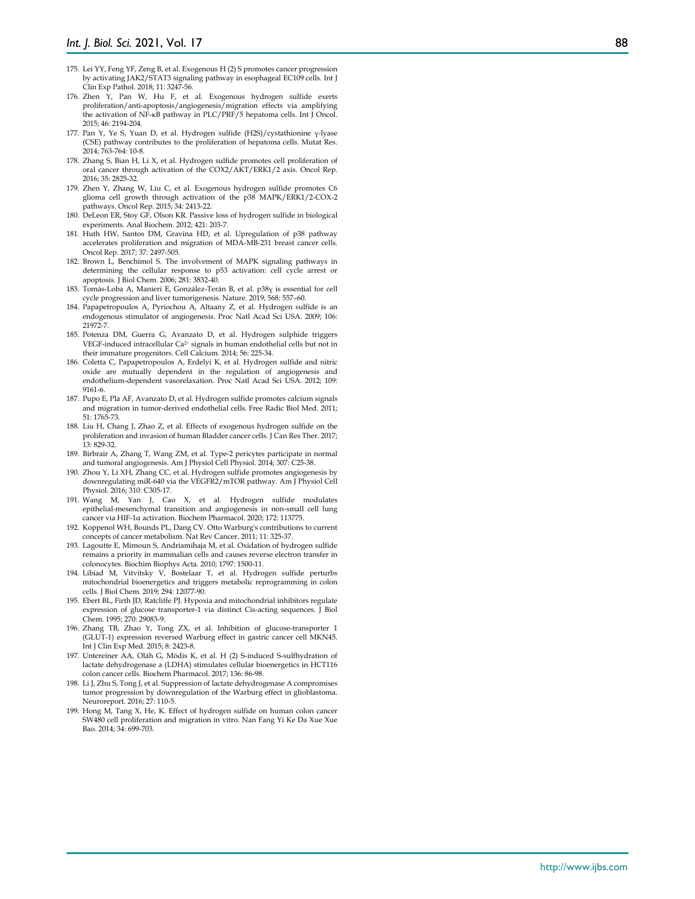175. Lei YY, Feng YF, Zeng B, et al. Exogenous H (2) S promotes cancer progression by activating JAK2/STAT3 signaling pathway in esophageal EC109 cells. Int J Clin Exp Pathol. 2018; 11: 3247-56.
176. Zhen Y, Pan W, Hu F, et al. Exogenous hydrogen sulfide exerts proliferation/anti-apoptosis/angiogenesis/migration effects via amplifying the activation of NF-κB pathway in PLC/PRF/5 hepatoma cells. Int J Oncol. 2015; 46: 2194-204.
177. Pan Y, Ye S, Yuan D, et al. Hydrogen sulfide (H2S)/cystathionine γ-lyase (CSE) pathway contributes to the proliferation of hepatoma cells. Mutat Res. 2014; 763-764: 10-8.
178. Zhang S, Bian H, Li X, et al. Hydrogen sulfide promotes cell proliferation of oral cancer through activation of the COX2/AKT/ERK1/2 axis. Oncol Rep. 2016; 35: 2825-32.
179. Zhen Y, Zhang W, Liu C, et al. Exogenous hydrogen sulfide promotes C6 glioma cell growth through activation of the p38 MAPK/ERK1/2-COX-2 pathways. Oncol Rep. 2015; 34: 2413-22.
180. DeLeon ER, Stoy GF, Olson KR. Passive loss of hydrogen sulfide in biological experiments. Anal Biochem. 2012; 421: 203-7.
181. Huth HW, Santos DM, Gravina HD, et al. Upregulation of p38 pathway accelerates proliferation and migration of MDA-MB-231 breast cancer cells. Oncol Rep. 2017; 37: 2497-505.
182. Brown L, Benchimol S. The involvement of MAPK signaling pathways in determining the cellular response to p53 activation: cell cycle arrest or apoptosis. J Biol Chem. 2006; 281: 3832-40.
183. Tomás-Loba A, Manieri E, González-Terán B, et al. p38γ is essential for cell cycle progression and liver tumorigenesis. Nature. 2019; 568: 557–60.
184. Papapetropoulos A, Pyriochou A, Altaany Z, et al. Hydrogen sulfide is an endogenous stimulator of angiogenesis. Proc Natl Acad Sci USA. 2009; 106: 21972-7.
185. Potenza DM, Guerra G, Avanzato D, et al. Hydrogen sulphide triggers VEGF-induced intracellular $Ca^{2+}$ signals in human endothelial cells but not in their immature progenitors. Cell Calcium. 2014; 56: 225-34.
186. Coletta C, Papapetropoulos A, Erdelyi K, et al. Hydrogen sulfide and nitric oxide are mutually dependent in the regulation of angiogenesis and endothelium-dependent vasorelaxation. Proc Natl Acad Sci USA. 2012; 109: 9161-6.
187. Pupo E, Pla AF, Avanzato D, et al. Hydrogen sulfide promotes calcium signals and migration in tumor-derived endothelial cells. Free Radic Biol Med. 2011; 51: 1765-73.
188. Liu H, Chang J, Zhao Z, et al. Effects of exogenous hydrogen sulfide on the proliferation and invasion of human Bladder cancer cells. J Can Res Ther. 2017; 13: 829-32.
189. Birbrair A, Zhang T, Wang ZM, et al. Type-2 pericytes participate in normal and tumoral angiogenesis. Am J Physiol Cell Physiol. 2014; 307: C25-38.
190. Zhou Y, Li XH, Zhang CC, et al. Hydrogen sulfide promotes angiogenesis by downregulating miR-640 via the VEGFR2/mTOR pathway. Am J Physiol Cell Physiol. 2016; 310: C305-17.
191. Wang M, Yan J, Cao X, et al. Hydrogen sulfide modulates epithelial-mesenchymal transition and angiogenesis in non-small cell lung cancer via HIF-1α activation. Biochem Pharmacol. 2020; 172: 113775.
192. Koppenol WH, Bounds PL, Dang CV. Otto Warburg's contributions to current concepts of cancer metabolism. Nat Rev Cancer. 2011; 11: 325-37.
193. Lagoutte E, Mimoun S, Andriamihaja M, et al. Oxidation of hydrogen sulfide remains a priority in mammalian cells and causes reverse electron transfer in colonocytes. Biochim Biophys Acta. 2010; 1797: 1500-11.
194. Libiad M, Vitvitsky V, Bostelaar T, et al. Hydrogen sulfide perturbs mitochondrial bioenergetics and triggers metabolic reprogramming in colon cells. J Biol Chem. 2019; 294: 12077-90.
195. Ebert BL, Firth JD, Ratcliffe PJ. Hypoxia and mitochondrial inhibitors regulate expression of glucose transporter-1 via distinct Cis-acting sequences. J Biol Chem. 1995; 270: 29083-9.
196. Zhang TB, Zhao Y, Tong ZX, et al. Inhibition of glucose-transporter 1 (GLUT-1) expression reversed Warburg effect in gastric cancer cell MKN45. Int J Clin Exp Med. 2015; 8: 2423-8.
197. Untereiner AA, Oláh G, Módis K, et al. H (2) S-induced S-sulfhydration of lactate dehydrogenase a (LDHA) stimulates cellular bioenergetics in HCT116 colon cancer cells. Biochem Pharmacol. 2017; 136: 86-98.
198. Li J, Zhu S, Tong J, et al. Suppression of lactate dehydrogenase A compromises tumor progression by downregulation of the Warburg effect in glioblastoma. Neuroreport. 2016; 27: 110-5.
199. Hong M, Tang X, He, K. Effect of hydrogen sulfide on human colon cancer SW480 cell proliferation and migration in vitro. Nan Fang Yi Ke Da Xue Xue Bao. 2014; 34: 699-703.